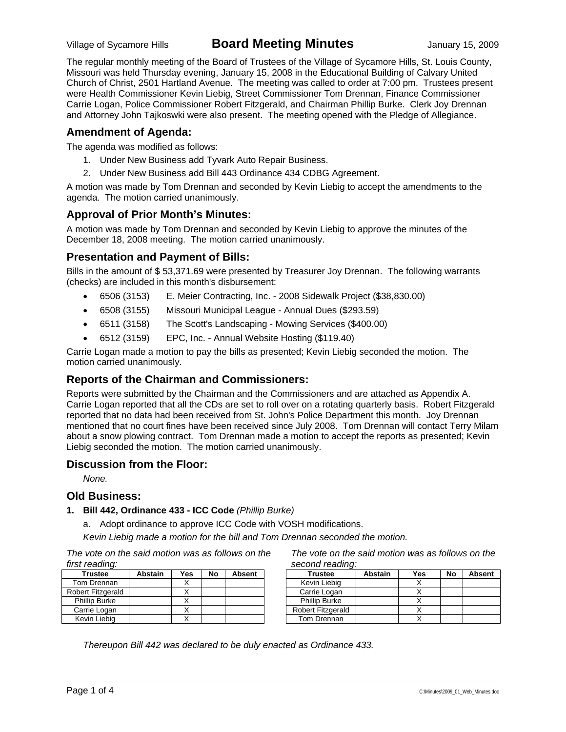Village of Sycamore Hills **Board Meeting Minutes** January 15, 2009

The regular monthly meeting of the Board of Trustees of the Village of Sycamore Hills, St. Louis County, Missouri was held Thursday evening, January 15, 2008 in the Educational Building of Calvary United Church of Christ, 2501 Hartland Avenue. The meeting was called to order at 7:00 pm. Trustees present were Health Commissioner Kevin Liebig, Street Commissioner Tom Drennan, Finance Commissioner Carrie Logan, Police Commissioner Robert Fitzgerald, and Chairman Phillip Burke. Clerk Joy Drennan and Attorney John Tajkoswki were also present. The meeting opened with the Pledge of Allegiance.

## Amendment of Agenda:

The agenda was modified as follows:

1. Under New Business add Tyvark Auto Repair Business.
2. Under New Business add Bill 443 Ordinance 434 CDBG Agreement.

A motion was made by Tom Drennan and seconded by Kevin Liebig to accept the amendments to the agenda. The motion carried unanimously.

## Approval of Prior Month's Minutes:

A motion was made by Tom Drennan and seconded by Kevin Liebig to approve the minutes of the December 18, 2008 meeting. The motion carried unanimously.

## Presentation and Payment of Bills:

Bills in the amount of $ 53,371.69 were presented by Treasurer Joy Drennan. The following warrants (checks) are included in this month's disbursement:

- 6506 (3153) E. Meier Contracting, Inc. - 2008 Sidewalk Project ($38,830.00)
- 6508 (3155) Missouri Municipal League - Annual Dues ($293.59)
- 6511 (3158) The Scott's Landscaping - Mowing Services ($400.00)
- 6512 (3159) EPC, Inc. - Annual Website Hosting ($119.40)

Carrie Logan made a motion to pay the bills as presented; Kevin Liebig seconded the motion. The motion carried unanimously.

## Reports of the Chairman and Commissioners:

Reports were submitted by the Chairman and the Commissioners and are attached as Appendix A. Carrie Logan reported that all the CDs are set to roll over on a rotating quarterly basis. Robert Fitzgerald reported that no data had been received from St. John's Police Department this month. Joy Drennan mentioned that no court fines have been received since July 2008. Tom Drennan will contact Terry Milam about a snow plowing contract. Tom Drennan made a motion to accept the reports as presented; Kevin Liebig seconded the motion. The motion carried unanimously.

## Discussion from the Floor:

*None.*

## Old Business:

**1. Bill 442, Ordinance 433 - ICC Code** *(Phillip Burke)*

a. Adopt ordinance to approve ICC Code with VOSH modifications.

*Kevin Liebig made a motion for the bill and Tom Drennan seconded the motion.*

*The vote on the said motion was as follows on the first reading:*

| Trustee | Abstain | Yes | No | Absent |
|---|---|---|---|---|
| Tom Drennan | | X | | |
| Robert Fitzgerald | | X | | |
| Phillip Burke | | X | | |
| Carrie Logan | | X | | |
| Kevin Liebig | | X | | |

*The vote on the said motion was as follows on the second reading:*

| Trustee | Abstain | Yes | No | Absent |
|---|---|---|---|---|
| Kevin Liebig | | X | | |
| Carrie Logan | | X | | |
| Phillip Burke | | X | | |
| Robert Fitzgerald | | X | | |
| Tom Drennan | | X | | |

*Thereupon Bill 442 was declared to be duly enacted as Ordinance 433.*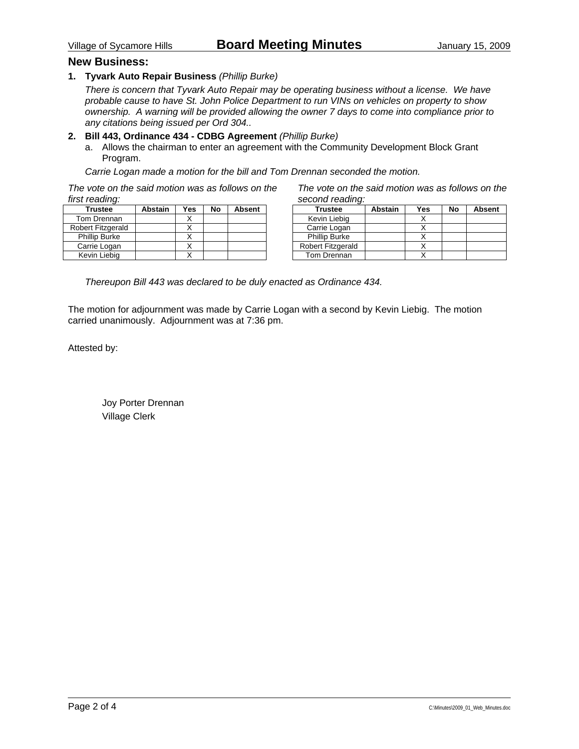## New Business:

1. **Tyvark Auto Repair Business** *(Phillip Burke)*

   *There is concern that Tyvark Auto Repair may be operating business without a license. We have probable cause to have St. John Police Department to run VINs on vehicles on property to show ownership. A warning will be provided allowing the owner 7 days to come into compliance prior to any citations being issued per Ord 304..*

2. **Bill 443, Ordinance 434 - CDBG Agreement** *(Phillip Burke)*

   a. Allows the chairman to enter an agreement with the Community Development Block Grant Program.

   *Carrie Logan made a motion for the bill and Tom Drennan seconded the motion.*

*The vote on the said motion was as follows on the first reading:*

| Trustee | Abstain | Yes | No | Absent |
|---|---|---|---|---|
| Tom Drennan | | X | | |
| Robert Fitzgerald | | X | | |
| Phillip Burke | | X | | |
| Carrie Logan | | X | | |
| Kevin Liebig | | X | | |

*The vote on the said motion was as follows on the second reading:*

| Trustee | Abstain | Yes | No | Absent |
|---|---|---|---|---|
| Kevin Liebig | | X | | |
| Carrie Logan | | X | | |
| Phillip Burke | | X | | |
| Robert Fitzgerald | | X | | |
| Tom Drennan | | X | | |

*Thereupon Bill 443 was declared to be duly enacted as Ordinance 434.*

The motion for adjournment was made by Carrie Logan with a second by Kevin Liebig. The motion carried unanimously. Adjournment was at 7:36 pm.

Attested by:

Joy Porter Drennan
Village Clerk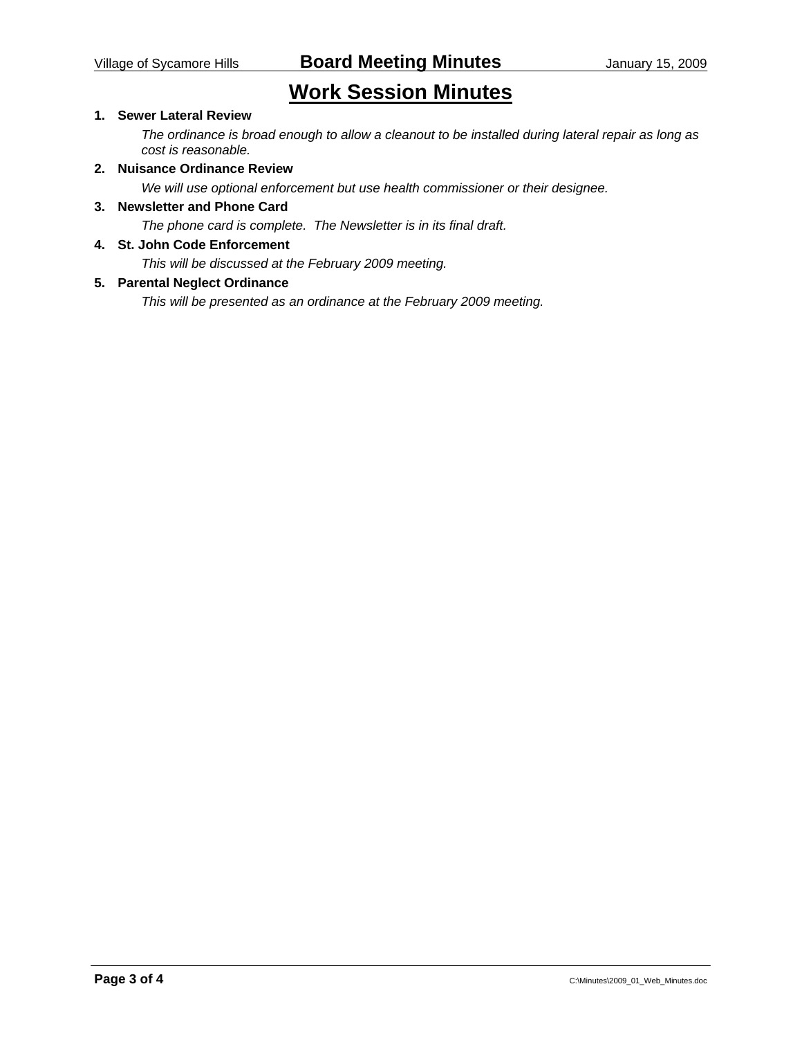# Work Session Minutes

1. **Sewer Lateral Review**

   *The ordinance is broad enough to allow a cleanout to be installed during lateral repair as long as cost is reasonable.*

2. **Nuisance Ordinance Review**

   *We will use optional enforcement but use health commissioner or their designee.*

3. **Newsletter and Phone Card**

   *The phone card is complete. The Newsletter is in its final draft.*

4. **St. John Code Enforcement**

   *This will be discussed at the February 2009 meeting.*

5. **Parental Neglect Ordinance**

   *This will be presented as an ordinance at the February 2009 meeting.*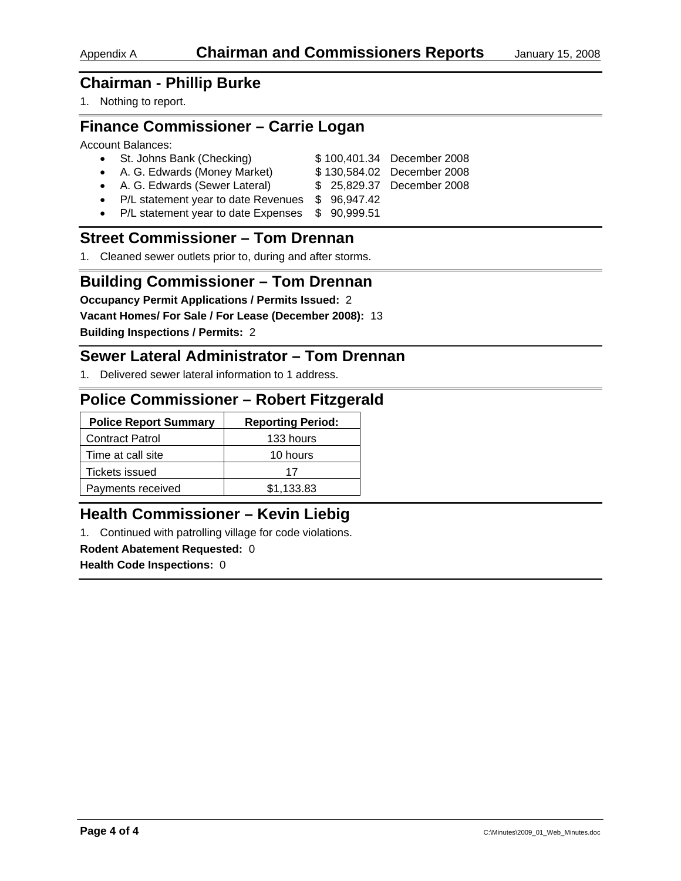Appendix A **Chairman and Commissioners Reports** January 15, 2008

## Chairman - Phillip Burke

1. Nothing to report.

## Finance Commissioner – Carrie Logan

Account Balances:

- St. Johns Bank (Checking) $ 100,401.34 December 2008
- A. G. Edwards (Money Market) $ 130,584.02 December 2008
- A. G. Edwards (Sewer Lateral) $ 25,829.37 December 2008
- P/L statement year to date Revenues $ 96,947.42
- P/L statement year to date Expenses $ 90,999.51

## Street Commissioner – Tom Drennan

1. Cleaned sewer outlets prior to, during and after storms.

## Building Commissioner – Tom Drennan

**Occupancy Permit Applications / Permits Issued:** 2

**Vacant Homes/ For Sale / For Lease (December 2008):** 13

**Building Inspections / Permits:** 2

## Sewer Lateral Administrator – Tom Drennan

1. Delivered sewer lateral information to 1 address.

## Police Commissioner – Robert Fitzgerald

| Police Report Summary | Reporting Period: |
|---|---|
| Contract Patrol | 133 hours |
| Time at call site | 10 hours |
| Tickets issued | 17 |
| Payments received | $1,133.83 |

## Health Commissioner – Kevin Liebig

1. Continued with patrolling village for code violations.

**Rodent Abatement Requested:** 0

**Health Code Inspections:** 0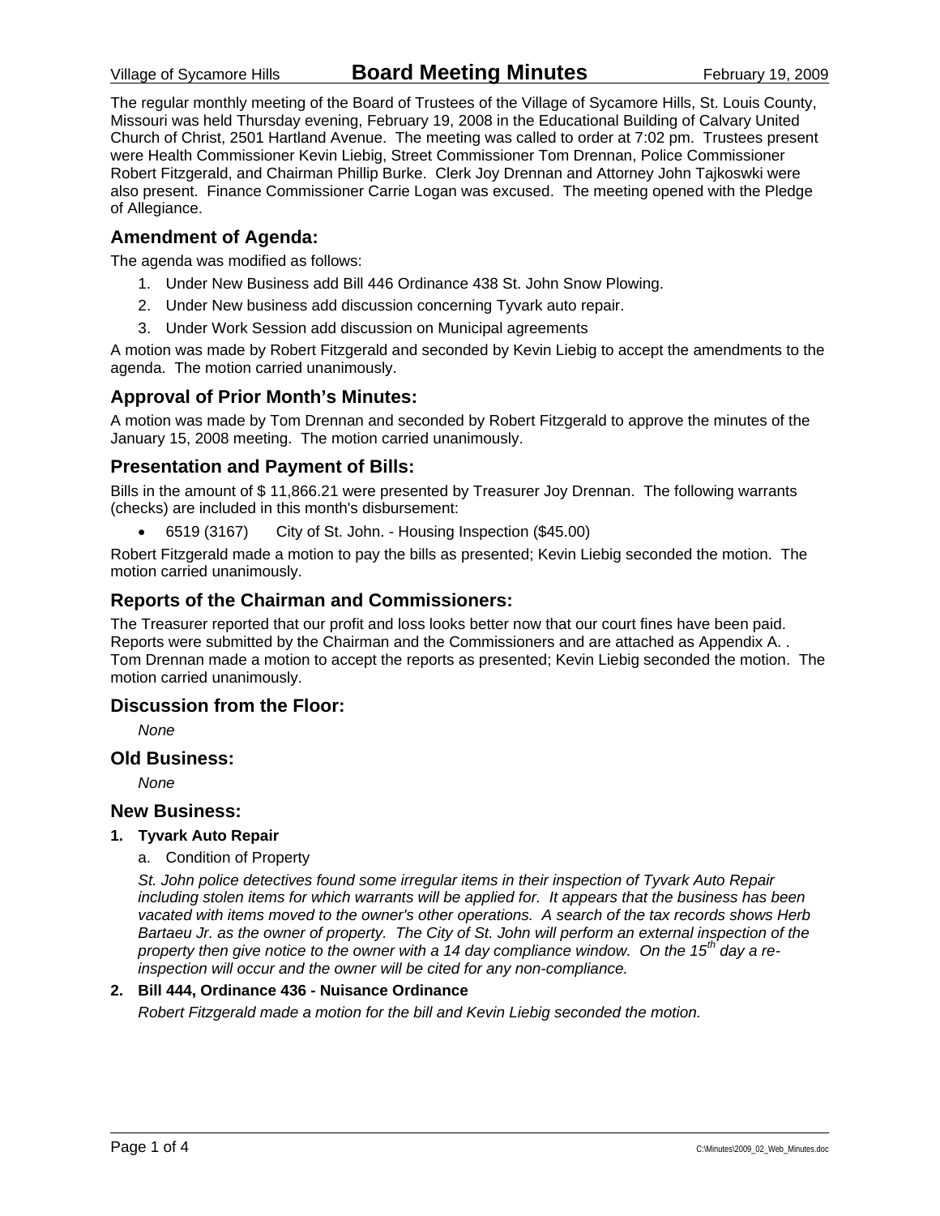Village of Sycamore Hills **Board Meeting Minutes** February 19, 2009

The regular monthly meeting of the Board of Trustees of the Village of Sycamore Hills, St. Louis County, Missouri was held Thursday evening, February 19, 2008 in the Educational Building of Calvary United Church of Christ, 2501 Hartland Avenue. The meeting was called to order at 7:02 pm. Trustees present were Health Commissioner Kevin Liebig, Street Commissioner Tom Drennan, Police Commissioner Robert Fitzgerald, and Chairman Phillip Burke. Clerk Joy Drennan and Attorney John Tajkoswki were also present. Finance Commissioner Carrie Logan was excused. The meeting opened with the Pledge of Allegiance.

## Amendment of Agenda:

The agenda was modified as follows:

1. Under New Business add Bill 446 Ordinance 438 St. John Snow Plowing.
2. Under New business add discussion concerning Tyvark auto repair.
3. Under Work Session add discussion on Municipal agreements

A motion was made by Robert Fitzgerald and seconded by Kevin Liebig to accept the amendments to the agenda. The motion carried unanimously.

## Approval of Prior Month's Minutes:

A motion was made by Tom Drennan and seconded by Robert Fitzgerald to approve the minutes of the January 15, 2008 meeting. The motion carried unanimously.

## Presentation and Payment of Bills:

Bills in the amount of $ 11,866.21 were presented by Treasurer Joy Drennan. The following warrants (checks) are included in this month's disbursement:

- 6519 (3167) City of St. John. - Housing Inspection ($45.00)

Robert Fitzgerald made a motion to pay the bills as presented; Kevin Liebig seconded the motion. The motion carried unanimously.

## Reports of the Chairman and Commissioners:

The Treasurer reported that our profit and loss looks better now that our court fines have been paid. Reports were submitted by the Chairman and the Commissioners and are attached as Appendix A. . Tom Drennan made a motion to accept the reports as presented; Kevin Liebig seconded the motion. The motion carried unanimously.

## Discussion from the Floor:

*None*

## Old Business:

*None*

## New Business:

**1. Tyvark Auto Repair**

a. Condition of Property

*St. John police detectives found some irregular items in their inspection of Tyvark Auto Repair including stolen items for which warrants will be applied for. It appears that the business has been vacated with items moved to the owner's other operations. A search of the tax records shows Herb Bartaeu Jr. as the owner of property. The City of St. John will perform an external inspection of the property then give notice to the owner with a 14 day compliance window. On the 15th day a re-inspection will occur and the owner will be cited for any non-compliance.*

**2. Bill 444, Ordinance 436 - Nuisance Ordinance**

*Robert Fitzgerald made a motion for the bill and Kevin Liebig seconded the motion.*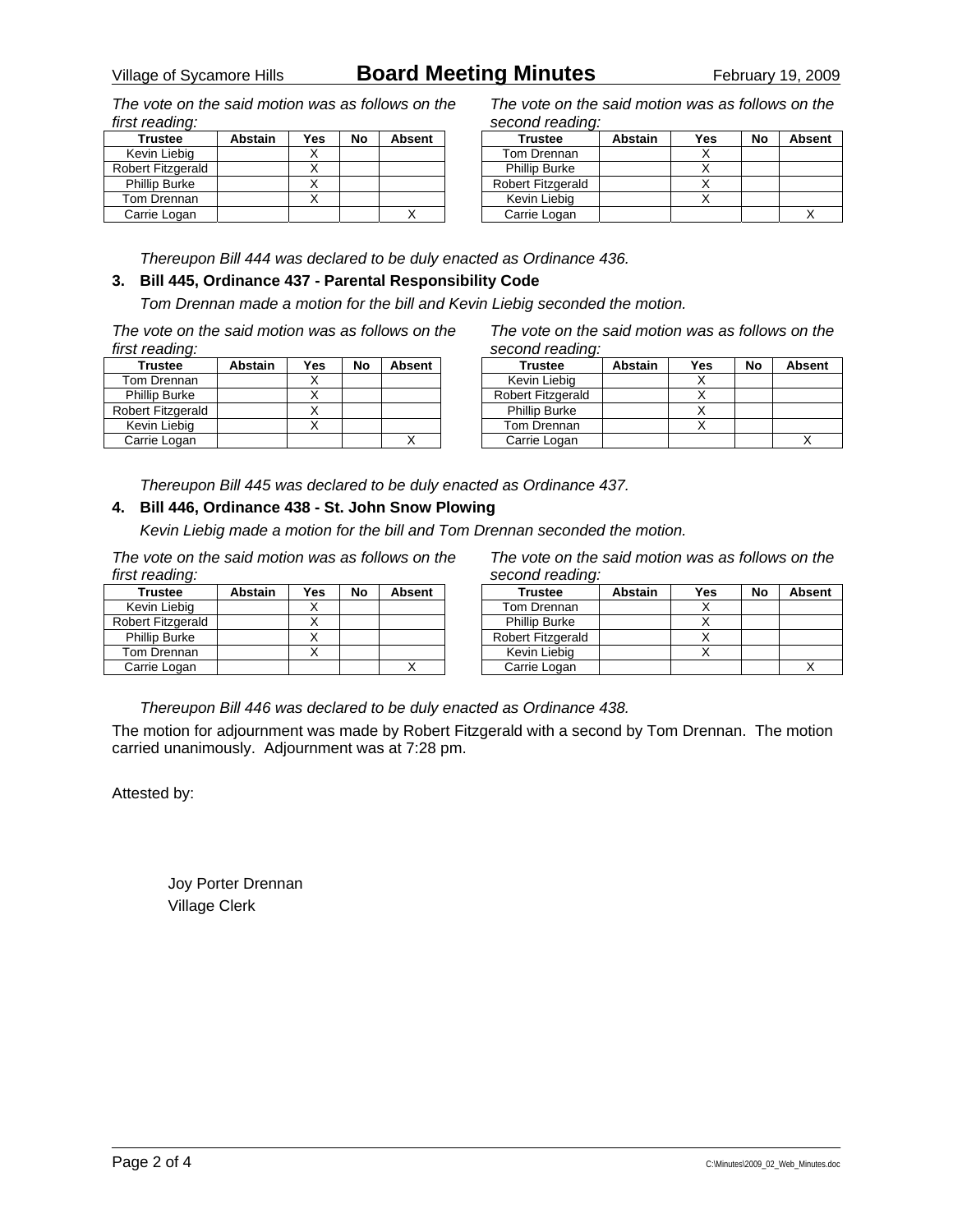*The vote on the said motion was as follows on the first reading:*

| Trustee | Abstain | Yes | No | Absent |
|---|---|---|---|---|
| Kevin Liebig | | X | | |
| Robert Fitzgerald | | X | | |
| Phillip Burke | | X | | |
| Tom Drennan | | X | | |
| Carrie Logan | | | | X |

*The vote on the said motion was as follows on the second reading:*

| Trustee | Abstain | Yes | No | Absent |
|---|---|---|---|---|
| Tom Drennan | | X | | |
| Phillip Burke | | X | | |
| Robert Fitzgerald | | X | | |
| Kevin Liebig | | X | | |
| Carrie Logan | | | | X |

*Thereupon Bill 444 was declared to be duly enacted as Ordinance 436.*

**3. Bill 445, Ordinance 437 - Parental Responsibility Code**

*Tom Drennan made a motion for the bill and Kevin Liebig seconded the motion.*

*The vote on the said motion was as follows on the first reading:*

| Trustee | Abstain | Yes | No | Absent |
|---|---|---|---|---|
| Tom Drennan | | X | | |
| Phillip Burke | | X | | |
| Robert Fitzgerald | | X | | |
| Kevin Liebig | | X | | |
| Carrie Logan | | | | X |

*The vote on the said motion was as follows on the second reading:*

| Trustee | Abstain | Yes | No | Absent |
|---|---|---|---|---|
| Kevin Liebig | | X | | |
| Robert Fitzgerald | | X | | |
| Phillip Burke | | X | | |
| Tom Drennan | | X | | |
| Carrie Logan | | | | X |

*Thereupon Bill 445 was declared to be duly enacted as Ordinance 437.*

**4. Bill 446, Ordinance 438 - St. John Snow Plowing**

*Kevin Liebig made a motion for the bill and Tom Drennan seconded the motion.*

*The vote on the said motion was as follows on the first reading:*

| Trustee | Abstain | Yes | No | Absent |
|---|---|---|---|---|
| Kevin Liebig | | X | | |
| Robert Fitzgerald | | X | | |
| Phillip Burke | | X | | |
| Tom Drennan | | X | | |
| Carrie Logan | | | | X |

*The vote on the said motion was as follows on the second reading:*

| Trustee | Abstain | Yes | No | Absent |
|---|---|---|---|---|
| Tom Drennan | | X | | |
| Phillip Burke | | X | | |
| Robert Fitzgerald | | X | | |
| Kevin Liebig | | X | | |
| Carrie Logan | | | | X |

*Thereupon Bill 446 was declared to be duly enacted as Ordinance 438.*

The motion for adjournment was made by Robert Fitzgerald with a second by Tom Drennan. The motion carried unanimously. Adjournment was at 7:28 pm.

Attested by:

Joy Porter Drennan
Village Clerk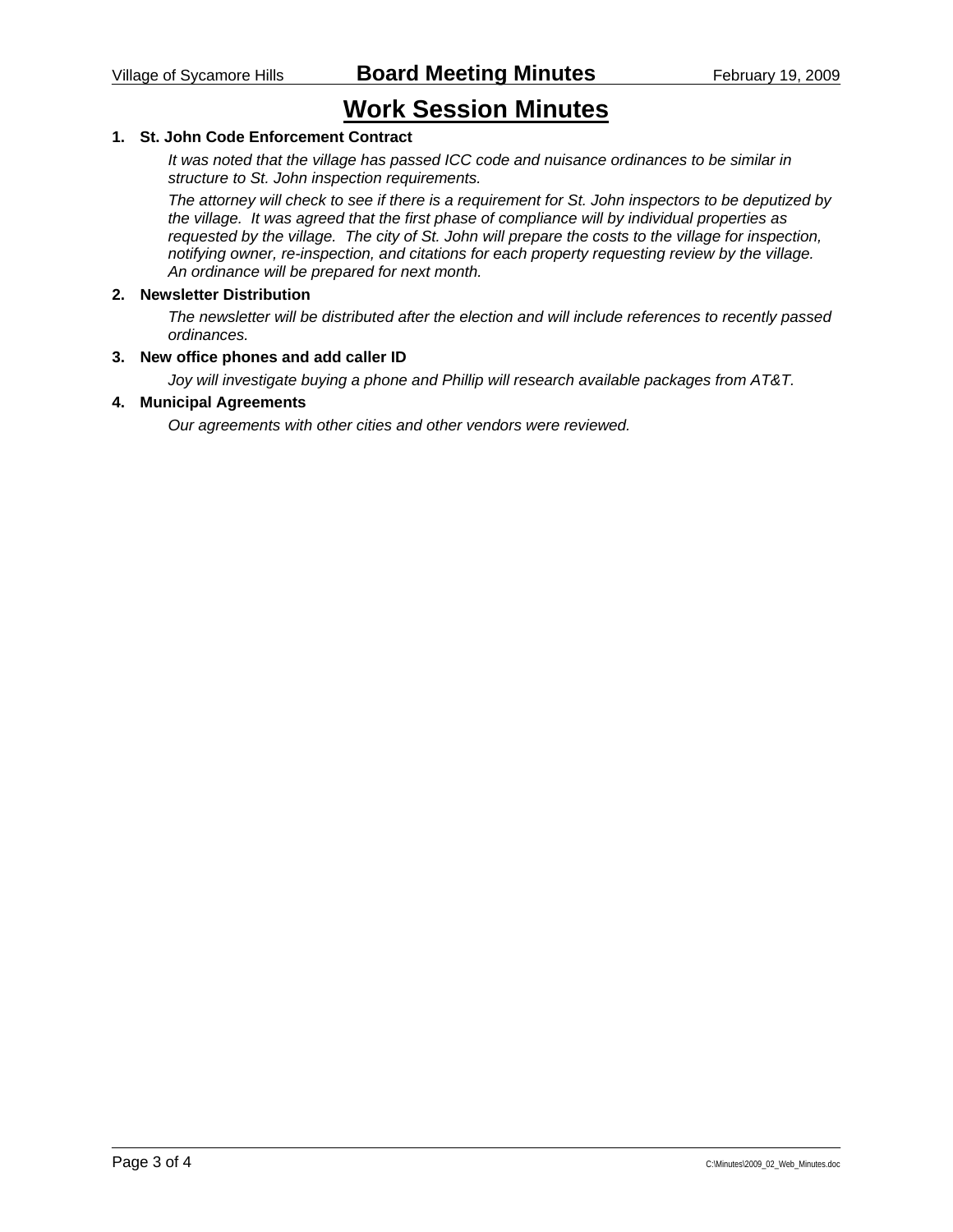# Work Session Minutes

**1. St. John Code Enforcement Contract**

*It was noted that the village has passed ICC code and nuisance ordinances to be similar in structure to St. John inspection requirements.*

*The attorney will check to see if there is a requirement for St. John inspectors to be deputized by the village. It was agreed that the first phase of compliance will by individual properties as requested by the village. The city of St. John will prepare the costs to the village for inspection, notifying owner, re-inspection, and citations for each property requesting review by the village. An ordinance will be prepared for next month.*

**2. Newsletter Distribution**

*The newsletter will be distributed after the election and will include references to recently passed ordinances.*

**3. New office phones and add caller ID**

*Joy will investigate buying a phone and Phillip will research available packages from AT&T.*

**4. Municipal Agreements**

*Our agreements with other cities and other vendors were reviewed.*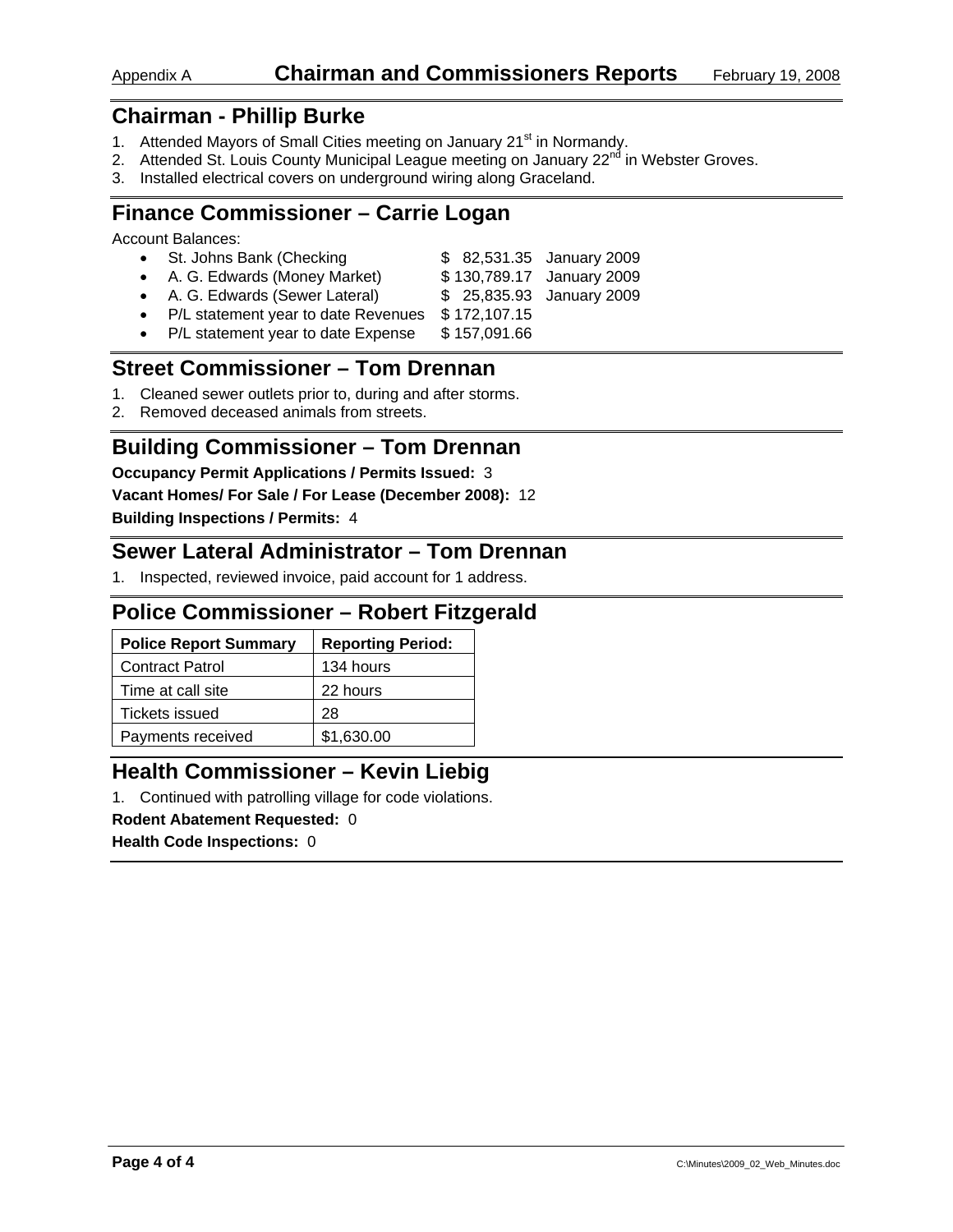## Appendix A Chairman and Commissioners Reports February 19, 2008

## Chairman - Phillip Burke

1. Attended Mayors of Small Cities meeting on January 21st in Normandy.
2. Attended St. Louis County Municipal League meeting on January 22nd in Webster Groves.
3. Installed electrical covers on underground wiring along Graceland.

## Finance Commissioner – Carrie Logan

Account Balances:

- St. Johns Bank (Checking $ 82,531.35 January 2009
- A. G. Edwards (Money Market) $ 130,789.17 January 2009
- A. G. Edwards (Sewer Lateral) $ 25,835.93 January 2009
- P/L statement year to date Revenues $ 172,107.15
- P/L statement year to date Expense $ 157,091.66

## Street Commissioner – Tom Drennan

1. Cleaned sewer outlets prior to, during and after storms.
2. Removed deceased animals from streets.

## Building Commissioner – Tom Drennan

**Occupancy Permit Applications / Permits Issued:** 3

**Vacant Homes/ For Sale / For Lease (December 2008):** 12

**Building Inspections / Permits:** 4

## Sewer Lateral Administrator – Tom Drennan

1. Inspected, reviewed invoice, paid account for 1 address.

## Police Commissioner – Robert Fitzgerald

| Police Report Summary | Reporting Period: |
| --- | --- |
| Contract Patrol | 134 hours |
| Time at call site | 22 hours |
| Tickets issued | 28 |
| Payments received | $1,630.00 |

## Health Commissioner – Kevin Liebig

1. Continued with patrolling village for code violations.

**Rodent Abatement Requested:** 0

**Health Code Inspections:** 0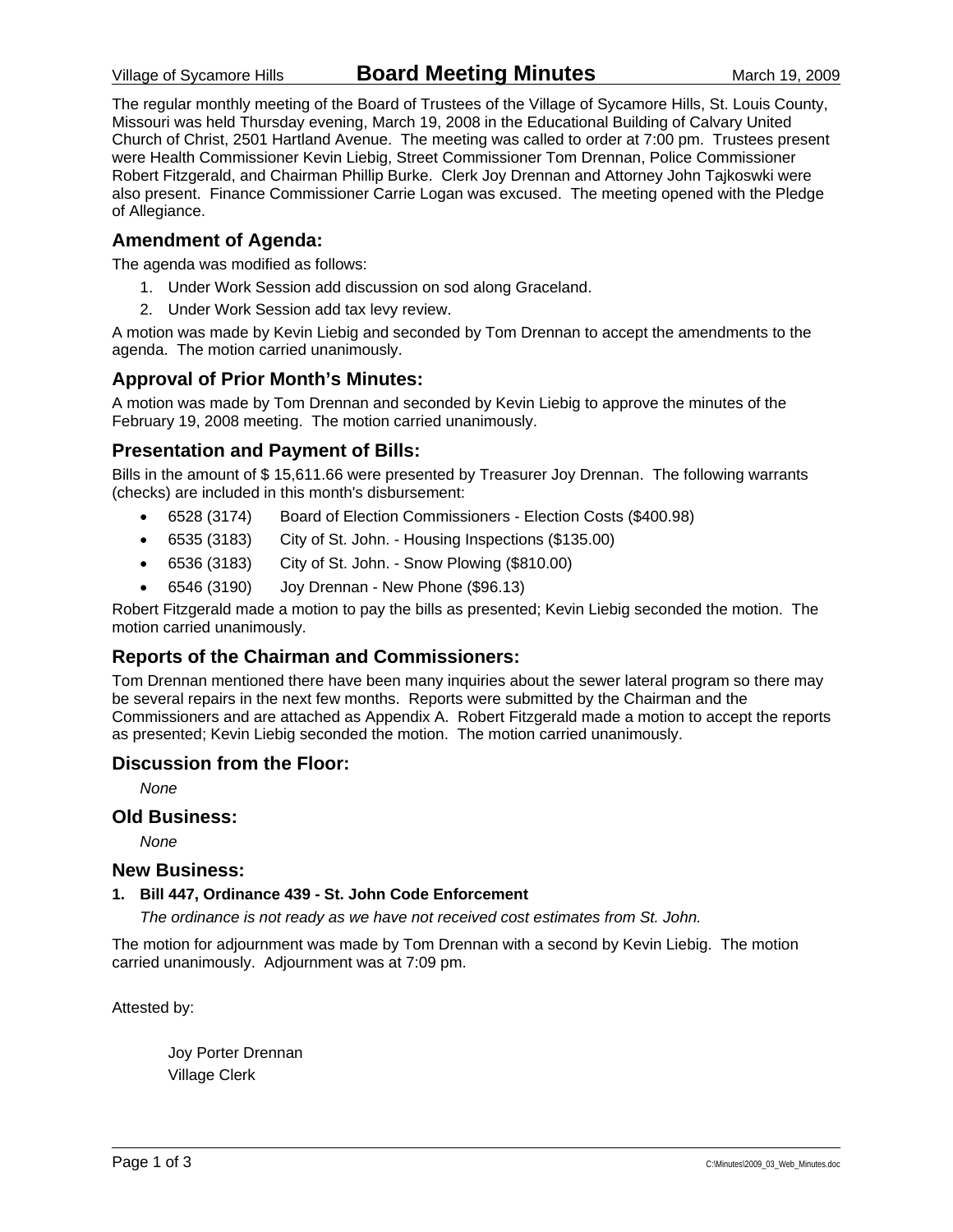Village of Sycamore Hills **Board Meeting Minutes** March 19, 2009

The regular monthly meeting of the Board of Trustees of the Village of Sycamore Hills, St. Louis County, Missouri was held Thursday evening, March 19, 2008 in the Educational Building of Calvary United Church of Christ, 2501 Hartland Avenue. The meeting was called to order at 7:00 pm. Trustees present were Health Commissioner Kevin Liebig, Street Commissioner Tom Drennan, Police Commissioner Robert Fitzgerald, and Chairman Phillip Burke. Clerk Joy Drennan and Attorney John Tajkoswki were also present. Finance Commissioner Carrie Logan was excused. The meeting opened with the Pledge of Allegiance.

## Amendment of Agenda:

The agenda was modified as follows:

1. Under Work Session add discussion on sod along Graceland.
2. Under Work Session add tax levy review.

A motion was made by Kevin Liebig and seconded by Tom Drennan to accept the amendments to the agenda. The motion carried unanimously.

## Approval of Prior Month's Minutes:

A motion was made by Tom Drennan and seconded by Kevin Liebig to approve the minutes of the February 19, 2008 meeting. The motion carried unanimously.

## Presentation and Payment of Bills:

Bills in the amount of $ 15,611.66 were presented by Treasurer Joy Drennan. The following warrants (checks) are included in this month's disbursement:

- 6528 (3174) Board of Election Commissioners - Election Costs ($400.98)
- 6535 (3183) City of St. John. - Housing Inspections ($135.00)
- 6536 (3183) City of St. John. - Snow Plowing ($810.00)
- 6546 (3190) Joy Drennan - New Phone ($96.13)

Robert Fitzgerald made a motion to pay the bills as presented; Kevin Liebig seconded the motion. The motion carried unanimously.

## Reports of the Chairman and Commissioners:

Tom Drennan mentioned there have been many inquiries about the sewer lateral program so there may be several repairs in the next few months. Reports were submitted by the Chairman and the Commissioners and are attached as Appendix A. Robert Fitzgerald made a motion to accept the reports as presented; Kevin Liebig seconded the motion. The motion carried unanimously.

## Discussion from the Floor:

*None*

## Old Business:

*None*

## New Business:

**1. Bill 447, Ordinance 439 - St. John Code Enforcement**

*The ordinance is not ready as we have not received cost estimates from St. John.*

The motion for adjournment was made by Tom Drennan with a second by Kevin Liebig. The motion carried unanimously. Adjournment was at 7:09 pm.

Attested by:

Joy Porter Drennan
Village Clerk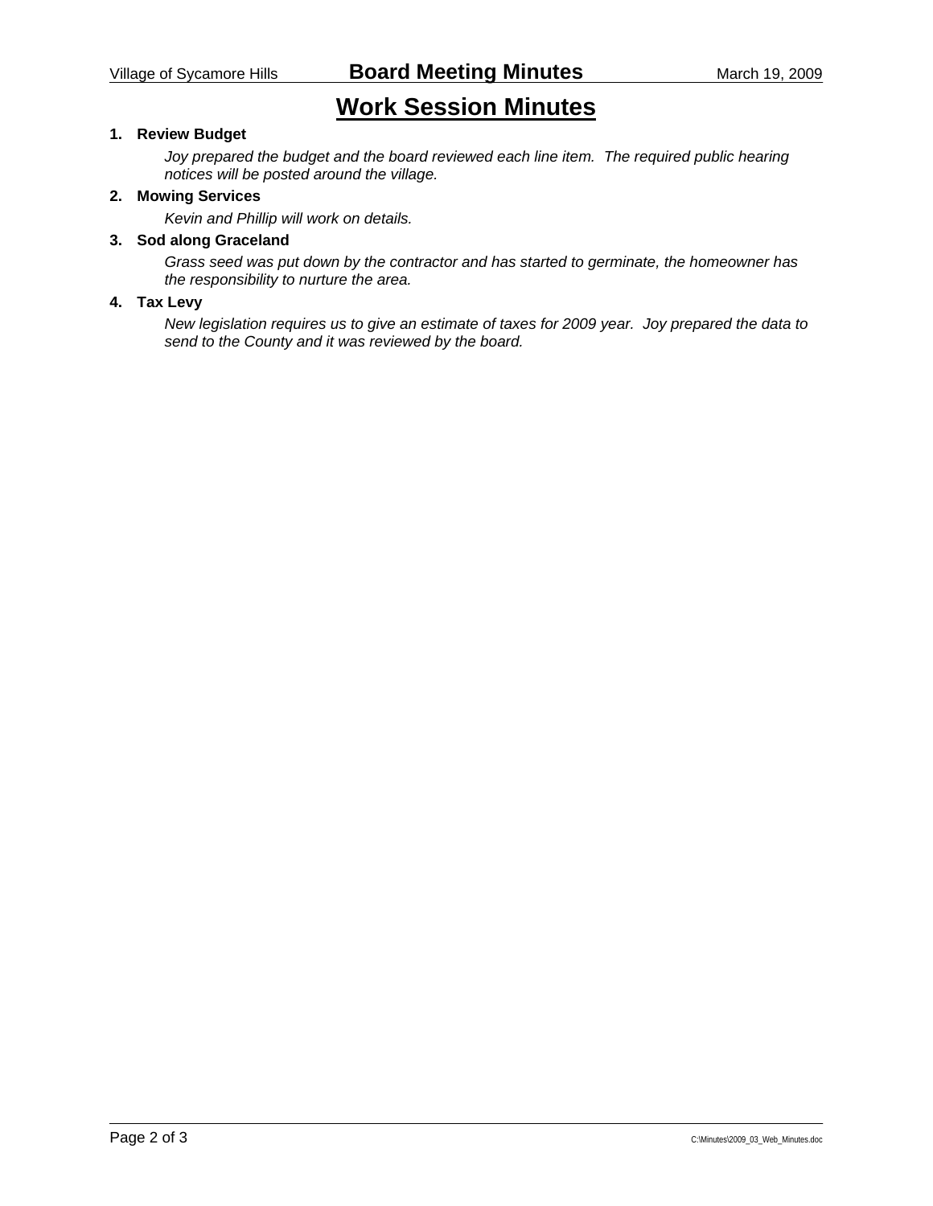# Work Session Minutes

1. **Review Budget**

   *Joy prepared the budget and the board reviewed each line item. The required public hearing notices will be posted around the village.*

2. **Mowing Services**

   *Kevin and Phillip will work on details.*

3. **Sod along Graceland**

   *Grass seed was put down by the contractor and has started to germinate, the homeowner has the responsibility to nurture the area.*

4. **Tax Levy**

   *New legislation requires us to give an estimate of taxes for 2009 year. Joy prepared the data to send to the County and it was reviewed by the board.*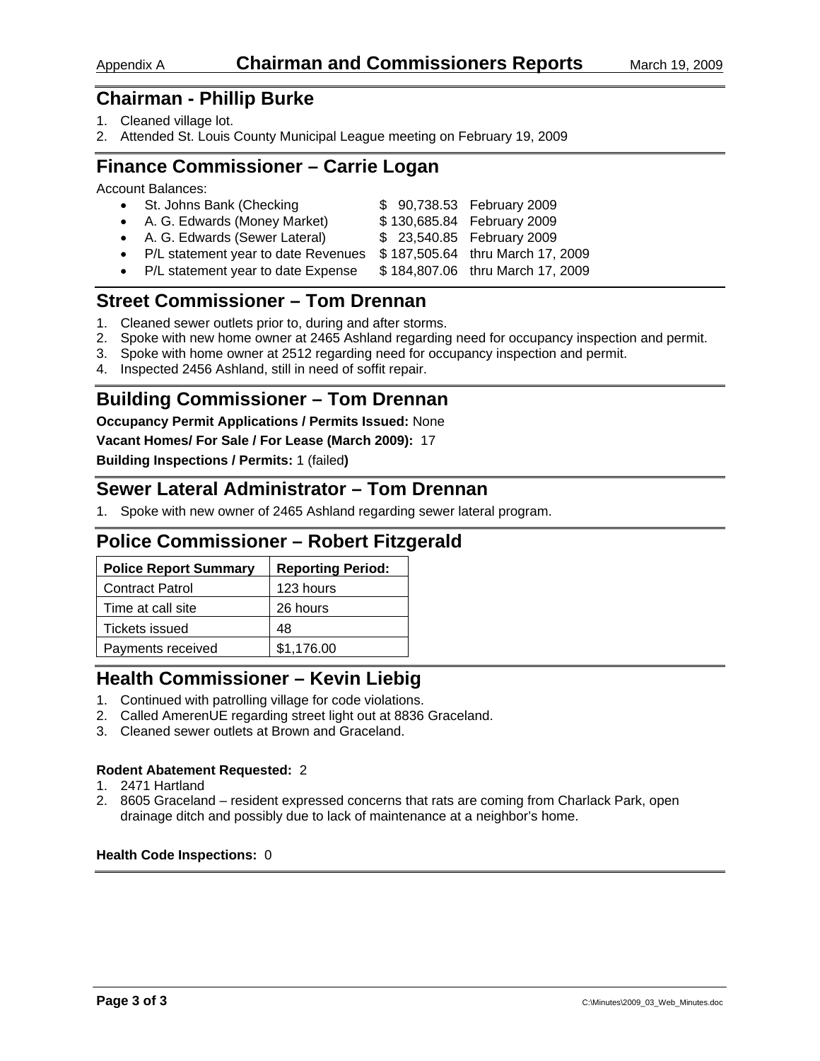# Chairman and Commissioners Reports

Appendix A — March 19, 2009

## Chairman - Phillip Burke

1. Cleaned village lot.
2. Attended St. Louis County Municipal League meeting on February 19, 2009

## Finance Commissioner – Carrie Logan

Account Balances:

- St. Johns Bank (Checking — $ 90,738.53 — February 2009
- A. G. Edwards (Money Market) — $ 130,685.84 — February 2009
- A. G. Edwards (Sewer Lateral) — $ 23,540.85 — February 2009
- P/L statement year to date Revenues — $ 187,505.64 — thru March 17, 2009
- P/L statement year to date Expense — $ 184,807.06 — thru March 17, 2009

## Street Commissioner – Tom Drennan

1. Cleaned sewer outlets prior to, during and after storms.
2. Spoke with new home owner at 2465 Ashland regarding need for occupancy inspection and permit.
3. Spoke with home owner at 2512 regarding need for occupancy inspection and permit.
4. Inspected 2456 Ashland, still in need of soffit repair.

## Building Commissioner – Tom Drennan

**Occupancy Permit Applications / Permits Issued:** None

**Vacant Homes/ For Sale / For Lease (March 2009):** 17

**Building Inspections / Permits:** 1 (failed**)**

## Sewer Lateral Administrator – Tom Drennan

1. Spoke with new owner of 2465 Ashland regarding sewer lateral program.

## Police Commissioner – Robert Fitzgerald

| Police Report Summary | Reporting Period: |
|---|---|
| Contract Patrol | 123 hours |
| Time at call site | 26 hours |
| Tickets issued | 48 |
| Payments received | $1,176.00 |

## Health Commissioner – Kevin Liebig

1. Continued with patrolling village for code violations.
2. Called AmerenUE regarding street light out at 8836 Graceland.
3. Cleaned sewer outlets at Brown and Graceland.

**Rodent Abatement Requested:** 2

1. 2471 Hartland
2. 8605 Graceland – resident expressed concerns that rats are coming from Charlack Park, open drainage ditch and possibly due to lack of maintenance at a neighbor's home.

**Health Code Inspections:** 0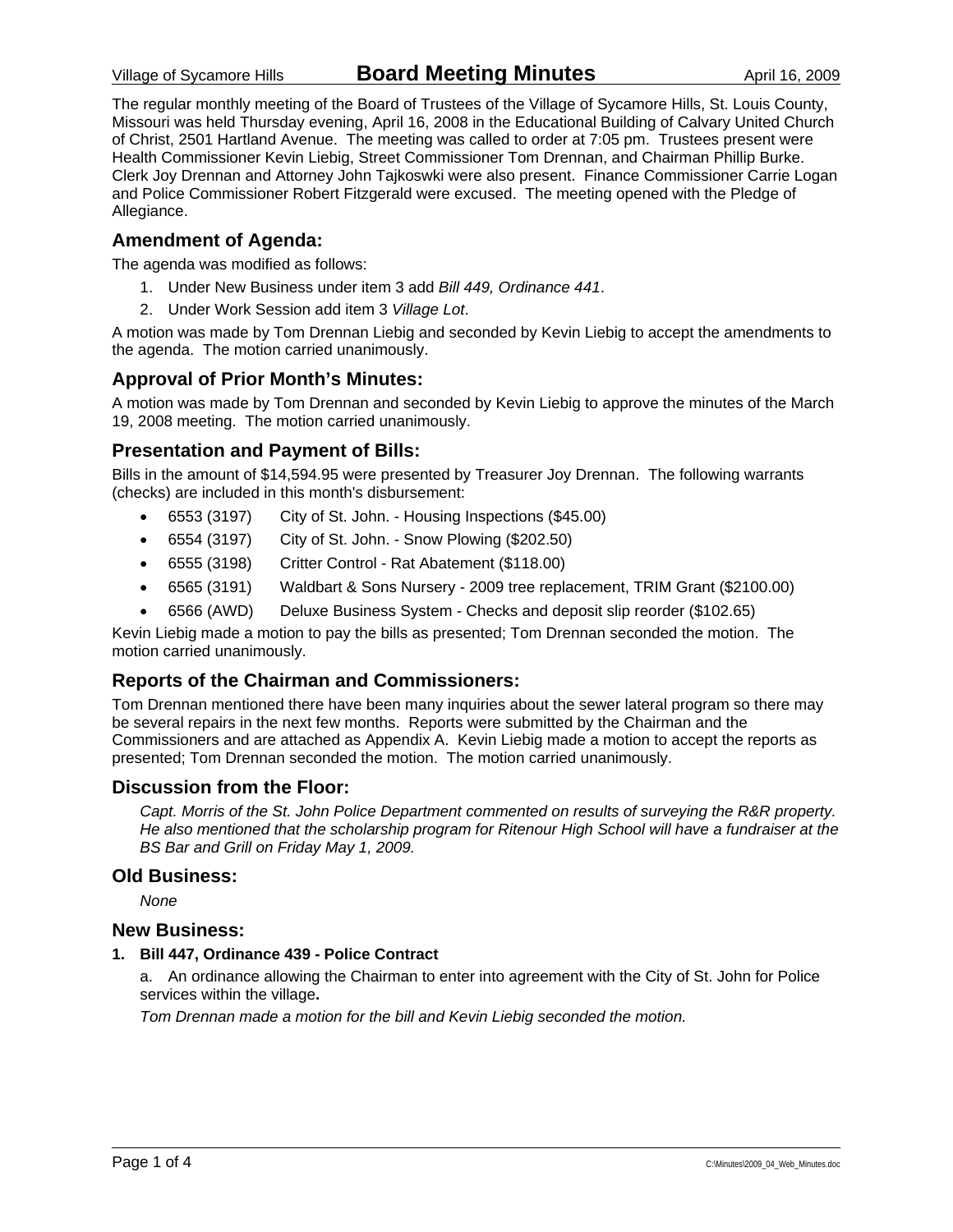The regular monthly meeting of the Board of Trustees of the Village of Sycamore Hills, St. Louis County, Missouri was held Thursday evening, April 16, 2008 in the Educational Building of Calvary United Church of Christ, 2501 Hartland Avenue. The meeting was called to order at 7:05 pm. Trustees present were Health Commissioner Kevin Liebig, Street Commissioner Tom Drennan, and Chairman Phillip Burke. Clerk Joy Drennan and Attorney John Tajkoswki were also present. Finance Commissioner Carrie Logan and Police Commissioner Robert Fitzgerald were excused. The meeting opened with the Pledge of Allegiance.

## Amendment of Agenda:

The agenda was modified as follows:

1. Under New Business under item 3 add *Bill 449, Ordinance 441*.
2. Under Work Session add item 3 *Village Lot*.

A motion was made by Tom Drennan Liebig and seconded by Kevin Liebig to accept the amendments to the agenda. The motion carried unanimously.

## Approval of Prior Month's Minutes:

A motion was made by Tom Drennan and seconded by Kevin Liebig to approve the minutes of the March 19, 2008 meeting. The motion carried unanimously.

## Presentation and Payment of Bills:

Bills in the amount of $14,594.95 were presented by Treasurer Joy Drennan. The following warrants (checks) are included in this month's disbursement:

- 6553 (3197) City of St. John. - Housing Inspections ($45.00)
- 6554 (3197) City of St. John. - Snow Plowing ($202.50)
- 6555 (3198) Critter Control - Rat Abatement ($118.00)
- 6565 (3191) Waldbart & Sons Nursery - 2009 tree replacement, TRIM Grant ($2100.00)
- 6566 (AWD) Deluxe Business System - Checks and deposit slip reorder ($102.65)

Kevin Liebig made a motion to pay the bills as presented; Tom Drennan seconded the motion. The motion carried unanimously.

## Reports of the Chairman and Commissioners:

Tom Drennan mentioned there have been many inquiries about the sewer lateral program so there may be several repairs in the next few months. Reports were submitted by the Chairman and the Commissioners and are attached as Appendix A. Kevin Liebig made a motion to accept the reports as presented; Tom Drennan seconded the motion. The motion carried unanimously.

## Discussion from the Floor:

*Capt. Morris of the St. John Police Department commented on results of surveying the R&R property. He also mentioned that the scholarship program for Ritenour High School will have a fundraiser at the BS Bar and Grill on Friday May 1, 2009.*

## Old Business:

*None*

## New Business:

**1. Bill 447, Ordinance 439 - Police Contract**

a. An ordinance allowing the Chairman to enter into agreement with the City of St. John for Police services within the village**.**

*Tom Drennan made a motion for the bill and Kevin Liebig seconded the motion.*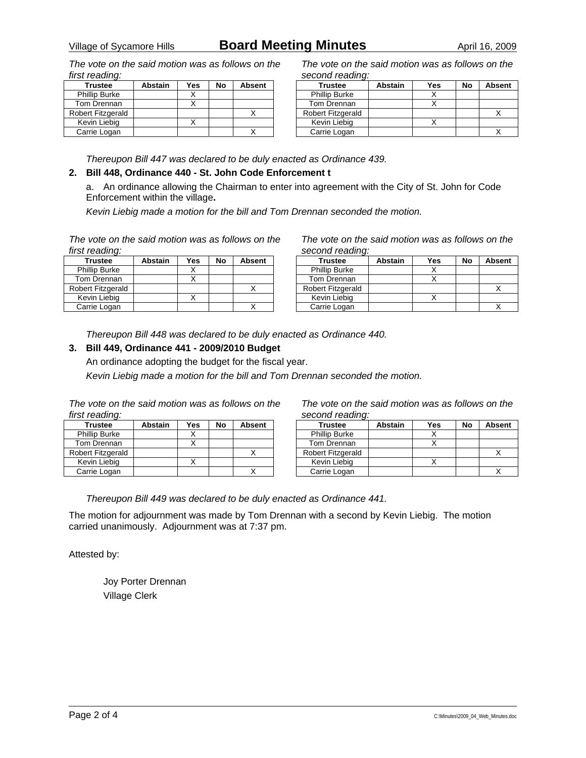*The vote on the said motion was as follows on the first reading:*

| Trustee | Abstain | Yes | No | Absent |
|---|---|---|---|---|
| Phillip Burke | | X | | |
| Tom Drennan | | X | | |
| Robert Fitzgerald | | | | X |
| Kevin Liebig | | X | | |
| Carrie Logan | | | | X |

*The vote on the said motion was as follows on the second reading:*

| Trustee | Abstain | Yes | No | Absent |
|---|---|---|---|---|
| Phillip Burke | | X | | |
| Tom Drennan | | X | | |
| Robert Fitzgerald | | | | X |
| Kevin Liebig | | X | | |
| Carrie Logan | | | | X |

*Thereupon Bill 447 was declared to be duly enacted as Ordinance 439.*

**2. Bill 448, Ordinance 440 - St. John Code Enforcement t**

a. An ordinance allowing the Chairman to enter into agreement with the City of St. John for Code Enforcement within the village**.**

*Kevin Liebig made a motion for the bill and Tom Drennan seconded the motion.*

*The vote on the said motion was as follows on the first reading:*

| Trustee | Abstain | Yes | No | Absent |
|---|---|---|---|---|
| Phillip Burke | | X | | |
| Tom Drennan | | X | | |
| Robert Fitzgerald | | | | X |
| Kevin Liebig | | X | | |
| Carrie Logan | | | | X |

*The vote on the said motion was as follows on the second reading:*

| Trustee | Abstain | Yes | No | Absent |
|---|---|---|---|---|
| Phillip Burke | | X | | |
| Tom Drennan | | X | | |
| Robert Fitzgerald | | | | X |
| Kevin Liebig | | X | | |
| Carrie Logan | | | | X |

*Thereupon Bill 448 was declared to be duly enacted as Ordinance 440.*

**3. Bill 449, Ordinance 441 - 2009/2010 Budget**

An ordinance adopting the budget for the fiscal year.

*Kevin Liebig made a motion for the bill and Tom Drennan seconded the motion.*

*The vote on the said motion was as follows on the first reading:*

| Trustee | Abstain | Yes | No | Absent |
|---|---|---|---|---|
| Phillip Burke | | X | | |
| Tom Drennan | | X | | |
| Robert Fitzgerald | | | | X |
| Kevin Liebig | | X | | |
| Carrie Logan | | | | X |

*The vote on the said motion was as follows on the second reading:*

| Trustee | Abstain | Yes | No | Absent |
|---|---|---|---|---|
| Phillip Burke | | X | | |
| Tom Drennan | | X | | |
| Robert Fitzgerald | | | | X |
| Kevin Liebig | | X | | |
| Carrie Logan | | | | X |

*Thereupon Bill 449 was declared to be duly enacted as Ordinance 441.*

The motion for adjournment was made by Tom Drennan with a second by Kevin Liebig. The motion carried unanimously. Adjournment was at 7:37 pm.

Attested by:

Joy Porter Drennan
Village Clerk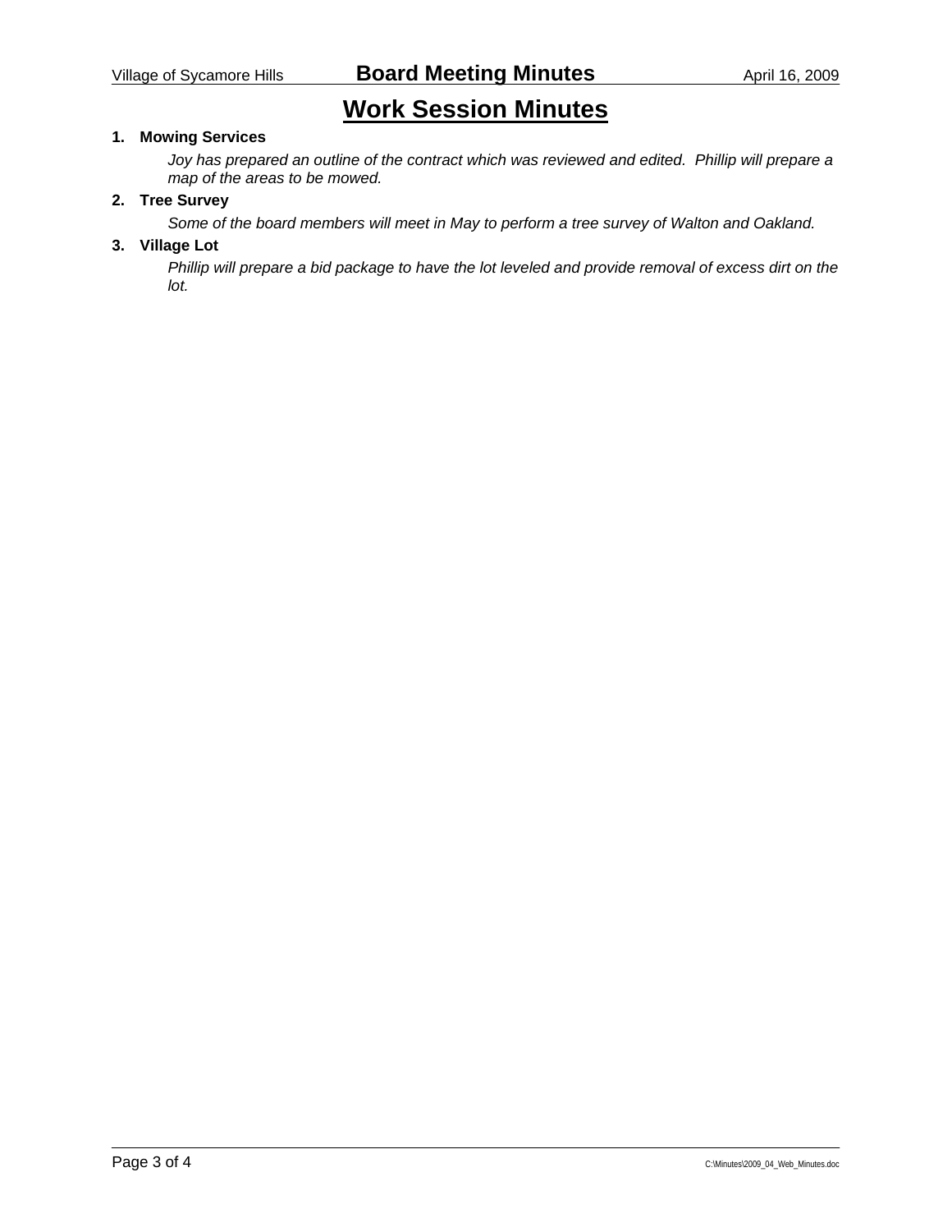# Work Session Minutes

1. **Mowing Services**

   *Joy has prepared an outline of the contract which was reviewed and edited. Phillip will prepare a map of the areas to be mowed.*

2. **Tree Survey**

   *Some of the board members will meet in May to perform a tree survey of Walton and Oakland.*

3. **Village Lot**

   *Phillip will prepare a bid package to have the lot leveled and provide removal of excess dirt on the lot.*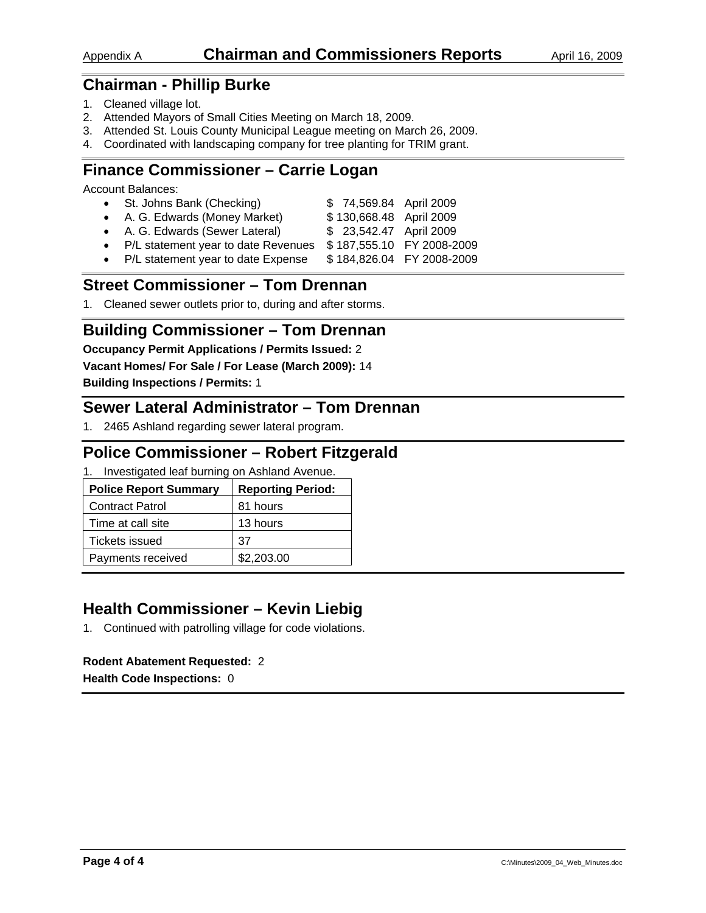# Appendix A Chairman and Commissioners Reports April 16, 2009

## Chairman - Phillip Burke

1. Cleaned village lot.
2. Attended Mayors of Small Cities Meeting on March 18, 2009.
3. Attended St. Louis County Municipal League meeting on March 26, 2009.
4. Coordinated with landscaping company for tree planting for TRIM grant.

## Finance Commissioner – Carrie Logan

Account Balances:

- St. Johns Bank (Checking) $ 74,569.84 April 2009
- A. G. Edwards (Money Market) $ 130,668.48 April 2009
- A. G. Edwards (Sewer Lateral) $ 23,542.47 April 2009
- P/L statement year to date Revenues $ 187,555.10 FY 2008-2009
- P/L statement year to date Expense $ 184,826.04 FY 2008-2009

## Street Commissioner – Tom Drennan

1. Cleaned sewer outlets prior to, during and after storms.

## Building Commissioner – Tom Drennan

**Occupancy Permit Applications / Permits Issued:** 2

**Vacant Homes/ For Sale / For Lease (March 2009):** 14

**Building Inspections / Permits:** 1

## Sewer Lateral Administrator – Tom Drennan

1. 2465 Ashland regarding sewer lateral program.

## Police Commissioner – Robert Fitzgerald

1. Investigated leaf burning on Ashland Avenue.

| Police Report Summary | Reporting Period: |
|---|---|
| Contract Patrol | 81 hours |
| Time at call site | 13 hours |
| Tickets issued | 37 |
| Payments received | $2,203.00 |

## Health Commissioner – Kevin Liebig

1. Continued with patrolling village for code violations.

**Rodent Abatement Requested:** 2

**Health Code Inspections:** 0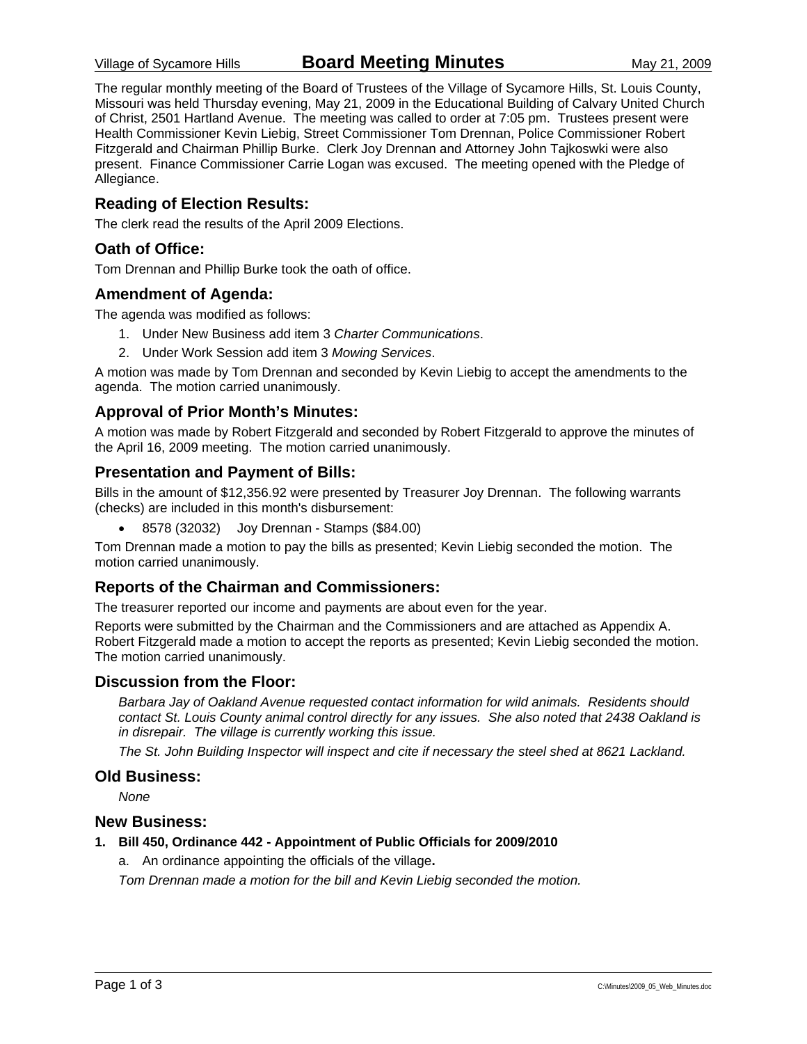## Board Meeting Minutes

The regular monthly meeting of the Board of Trustees of the Village of Sycamore Hills, St. Louis County, Missouri was held Thursday evening, May 21, 2009 in the Educational Building of Calvary United Church of Christ, 2501 Hartland Avenue. The meeting was called to order at 7:05 pm. Trustees present were Health Commissioner Kevin Liebig, Street Commissioner Tom Drennan, Police Commissioner Robert Fitzgerald and Chairman Phillip Burke. Clerk Joy Drennan and Attorney John Tajkoswki were also present. Finance Commissioner Carrie Logan was excused. The meeting opened with the Pledge of Allegiance.

### Reading of Election Results:

The clerk read the results of the April 2009 Elections.

### Oath of Office:

Tom Drennan and Phillip Burke took the oath of office.

### Amendment of Agenda:

The agenda was modified as follows:

1. Under New Business add item 3 *Charter Communications*.
2. Under Work Session add item 3 *Mowing Services*.

A motion was made by Tom Drennan and seconded by Kevin Liebig to accept the amendments to the agenda. The motion carried unanimously.

### Approval of Prior Month's Minutes:

A motion was made by Robert Fitzgerald and seconded by Robert Fitzgerald to approve the minutes of the April 16, 2009 meeting. The motion carried unanimously.

### Presentation and Payment of Bills:

Bills in the amount of $12,356.92 were presented by Treasurer Joy Drennan. The following warrants (checks) are included in this month's disbursement:

- 8578 (32032) Joy Drennan - Stamps ($84.00)

Tom Drennan made a motion to pay the bills as presented; Kevin Liebig seconded the motion. The motion carried unanimously.

### Reports of the Chairman and Commissioners:

The treasurer reported our income and payments are about even for the year.

Reports were submitted by the Chairman and the Commissioners and are attached as Appendix A. Robert Fitzgerald made a motion to accept the reports as presented; Kevin Liebig seconded the motion. The motion carried unanimously.

### Discussion from the Floor:

*Barbara Jay of Oakland Avenue requested contact information for wild animals. Residents should contact St. Louis County animal control directly for any issues. She also noted that 2438 Oakland is in disrepair. The village is currently working this issue.*

*The St. John Building Inspector will inspect and cite if necessary the steel shed at 8621 Lackland.*

### Old Business:

*None*

### New Business:

**1. Bill 450, Ordinance 442 - Appointment of Public Officials for 2009/2010**

a. An ordinance appointing the officials of the village.

*Tom Drennan made a motion for the bill and Kevin Liebig seconded the motion.*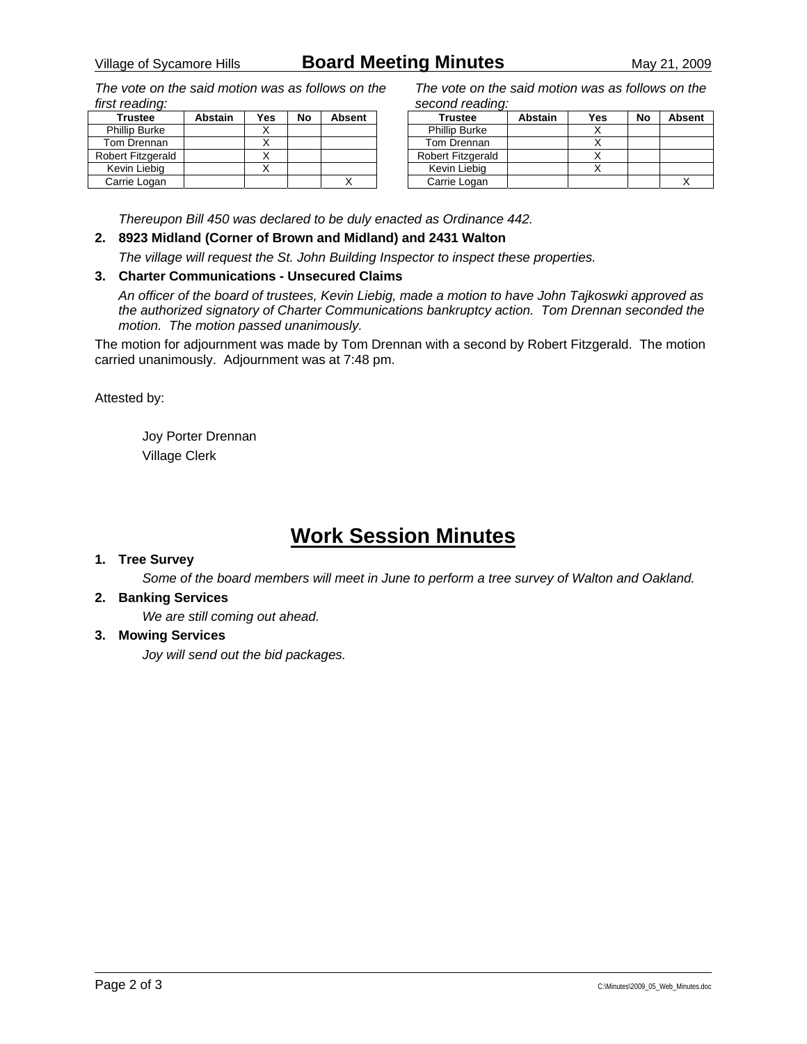*The vote on the said motion was as follows on the first reading:*

| Trustee | Abstain | Yes | No | Absent |
|---|---|---|---|---|
| Phillip Burke | | X | | |
| Tom Drennan | | X | | |
| Robert Fitzgerald | | X | | |
| Kevin Liebig | | X | | |
| Carrie Logan | | | | X |

*The vote on the said motion was as follows on the second reading:*

| Trustee | Abstain | Yes | No | Absent |
|---|---|---|---|---|
| Phillip Burke | | X | | |
| Tom Drennan | | X | | |
| Robert Fitzgerald | | X | | |
| Kevin Liebig | | X | | |
| Carrie Logan | | | | X |

*Thereupon Bill 450 was declared to be duly enacted as Ordinance 442.*

2. **8923 Midland (Corner of Brown and Midland) and 2431 Walton**

   *The village will request the St. John Building Inspector to inspect these properties.*

3. **Charter Communications - Unsecured Claims**

   *An officer of the board of trustees, Kevin Liebig, made a motion to have John Tajkoswki approved as the authorized signatory of Charter Communications bankruptcy action. Tom Drennan seconded the motion. The motion passed unanimously.*

The motion for adjournment was made by Tom Drennan with a second by Robert Fitzgerald. The motion carried unanimously. Adjournment was at 7:48 pm.

Attested by:

Joy Porter Drennan
Village Clerk

# Work Session Minutes

1. **Tree Survey**

   *Some of the board members will meet in June to perform a tree survey of Walton and Oakland.*

2. **Banking Services**

   *We are still coming out ahead.*

3. **Mowing Services**

   *Joy will send out the bid packages.*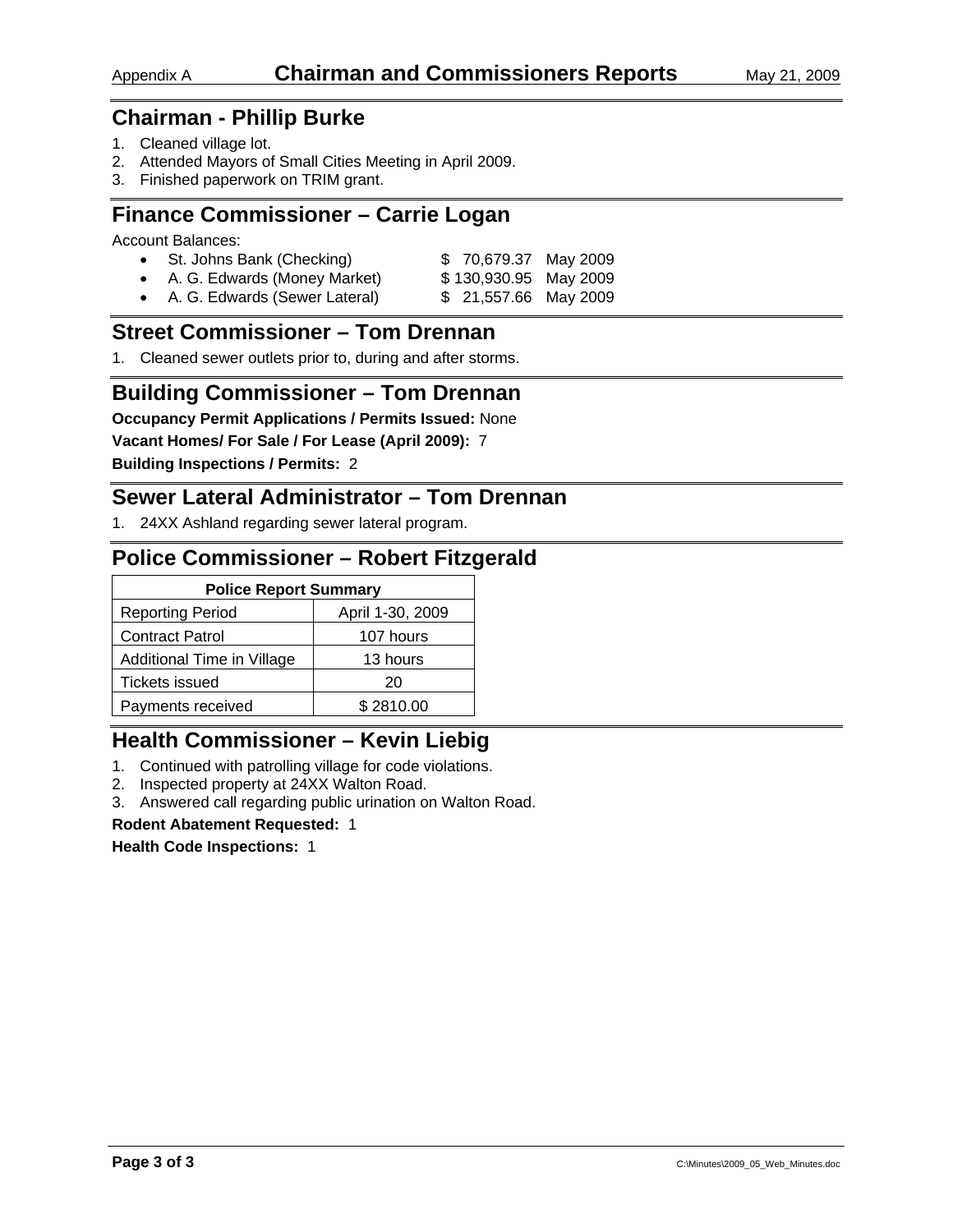# Chairman and Commissioners Reports

Appendix A — May 21, 2009

## Chairman - Phillip Burke

1. Cleaned village lot.
2. Attended Mayors of Small Cities Meeting in April 2009.
3. Finished paperwork on TRIM grant.

## Finance Commissioner – Carrie Logan

Account Balances:

- St. Johns Bank (Checking) $ 70,679.37 May 2009
- A. G. Edwards (Money Market) $ 130,930.95 May 2009
- A. G. Edwards (Sewer Lateral) $ 21,557.66 May 2009

## Street Commissioner – Tom Drennan

1. Cleaned sewer outlets prior to, during and after storms.

## Building Commissioner – Tom Drennan

**Occupancy Permit Applications / Permits Issued:** None

**Vacant Homes/ For Sale / For Lease (April 2009):** 7

**Building Inspections / Permits:** 2

## Sewer Lateral Administrator – Tom Drennan

1. 24XX Ashland regarding sewer lateral program.

## Police Commissioner – Robert Fitzgerald

| Police Report Summary | |
|---|---|
| Reporting Period | April 1-30, 2009 |
| Contract Patrol | 107 hours |
| Additional Time in Village | 13 hours |
| Tickets issued | 20 |
| Payments received | $ 2810.00 |

## Health Commissioner – Kevin Liebig

1. Continued with patrolling village for code violations.
2. Inspected property at 24XX Walton Road.
3. Answered call regarding public urination on Walton Road.

**Rodent Abatement Requested:** 1

**Health Code Inspections:** 1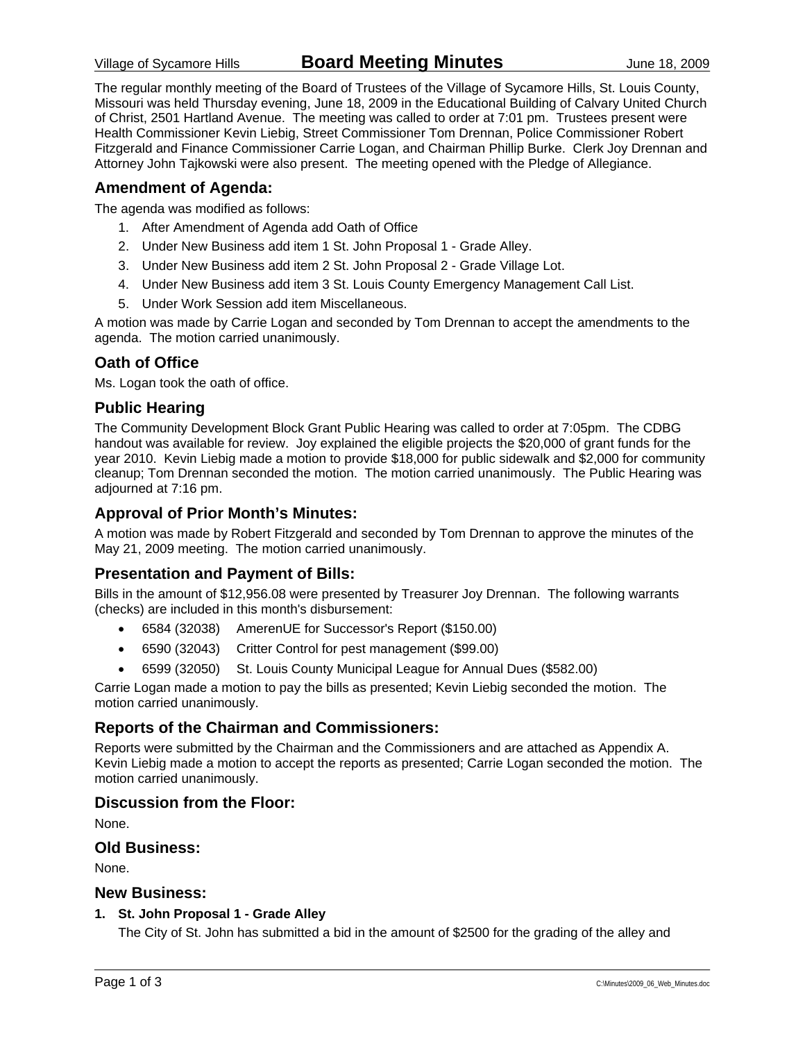# Board Meeting Minutes

Village of Sycamore Hills — June 18, 2009

The regular monthly meeting of the Board of Trustees of the Village of Sycamore Hills, St. Louis County, Missouri was held Thursday evening, June 18, 2009 in the Educational Building of Calvary United Church of Christ, 2501 Hartland Avenue. The meeting was called to order at 7:01 pm. Trustees present were Health Commissioner Kevin Liebig, Street Commissioner Tom Drennan, Police Commissioner Robert Fitzgerald and Finance Commissioner Carrie Logan, and Chairman Phillip Burke. Clerk Joy Drennan and Attorney John Tajkowski were also present. The meeting opened with the Pledge of Allegiance.

## Amendment of Agenda:

The agenda was modified as follows:

1. After Amendment of Agenda add Oath of Office
2. Under New Business add item 1 St. John Proposal 1 - Grade Alley.
3. Under New Business add item 2 St. John Proposal 2 - Grade Village Lot.
4. Under New Business add item 3 St. Louis County Emergency Management Call List.
5. Under Work Session add item Miscellaneous.

A motion was made by Carrie Logan and seconded by Tom Drennan to accept the amendments to the agenda. The motion carried unanimously.

## Oath of Office

Ms. Logan took the oath of office.

## Public Hearing

The Community Development Block Grant Public Hearing was called to order at 7:05pm. The CDBG handout was available for review. Joy explained the eligible projects the $20,000 of grant funds for the year 2010. Kevin Liebig made a motion to provide $18,000 for public sidewalk and $2,000 for community cleanup; Tom Drennan seconded the motion. The motion carried unanimously. The Public Hearing was adjourned at 7:16 pm.

## Approval of Prior Month's Minutes:

A motion was made by Robert Fitzgerald and seconded by Tom Drennan to approve the minutes of the May 21, 2009 meeting. The motion carried unanimously.

## Presentation and Payment of Bills:

Bills in the amount of $12,956.08 were presented by Treasurer Joy Drennan. The following warrants (checks) are included in this month's disbursement:

- 6584 (32038) AmerenUE for Successor's Report ($150.00)
- 6590 (32043) Critter Control for pest management ($99.00)
- 6599 (32050) St. Louis County Municipal League for Annual Dues ($582.00)

Carrie Logan made a motion to pay the bills as presented; Kevin Liebig seconded the motion. The motion carried unanimously.

## Reports of the Chairman and Commissioners:

Reports were submitted by the Chairman and the Commissioners and are attached as Appendix A. Kevin Liebig made a motion to accept the reports as presented; Carrie Logan seconded the motion. The motion carried unanimously.

## Discussion from the Floor:

None.

## Old Business:

None.

## New Business:

**1. St. John Proposal 1 - Grade Alley**

The City of St. John has submitted a bid in the amount of $2500 for the grading of the alley and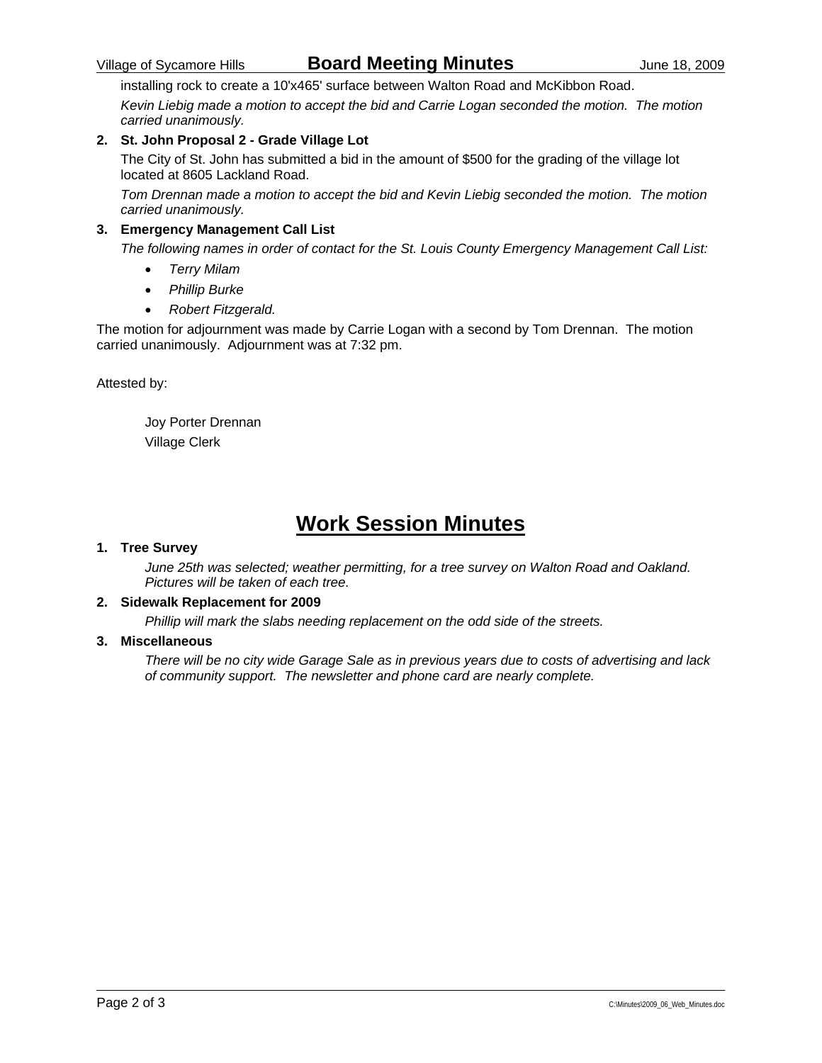installing rock to create a 10'x465' surface between Walton Road and McKibbon Road.

*Kevin Liebig made a motion to accept the bid and Carrie Logan seconded the motion. The motion carried unanimously.*

**2. St. John Proposal 2 - Grade Village Lot**

The City of St. John has submitted a bid in the amount of $500 for the grading of the village lot located at 8605 Lackland Road.

*Tom Drennan made a motion to accept the bid and Kevin Liebig seconded the motion. The motion carried unanimously.*

**3. Emergency Management Call List**

*The following names in order of contact for the St. Louis County Emergency Management Call List:*

- *Terry Milam*
- *Phillip Burke*
- *Robert Fitzgerald.*

The motion for adjournment was made by Carrie Logan with a second by Tom Drennan. The motion carried unanimously. Adjournment was at 7:32 pm.

Attested by:

Joy Porter Drennan
Village Clerk

# Work Session Minutes

**1. Tree Survey**

*June 25th was selected; weather permitting, for a tree survey on Walton Road and Oakland. Pictures will be taken of each tree.*

**2. Sidewalk Replacement for 2009**

*Phillip will mark the slabs needing replacement on the odd side of the streets.*

**3. Miscellaneous**

*There will be no city wide Garage Sale as in previous years due to costs of advertising and lack of community support. The newsletter and phone card are nearly complete.*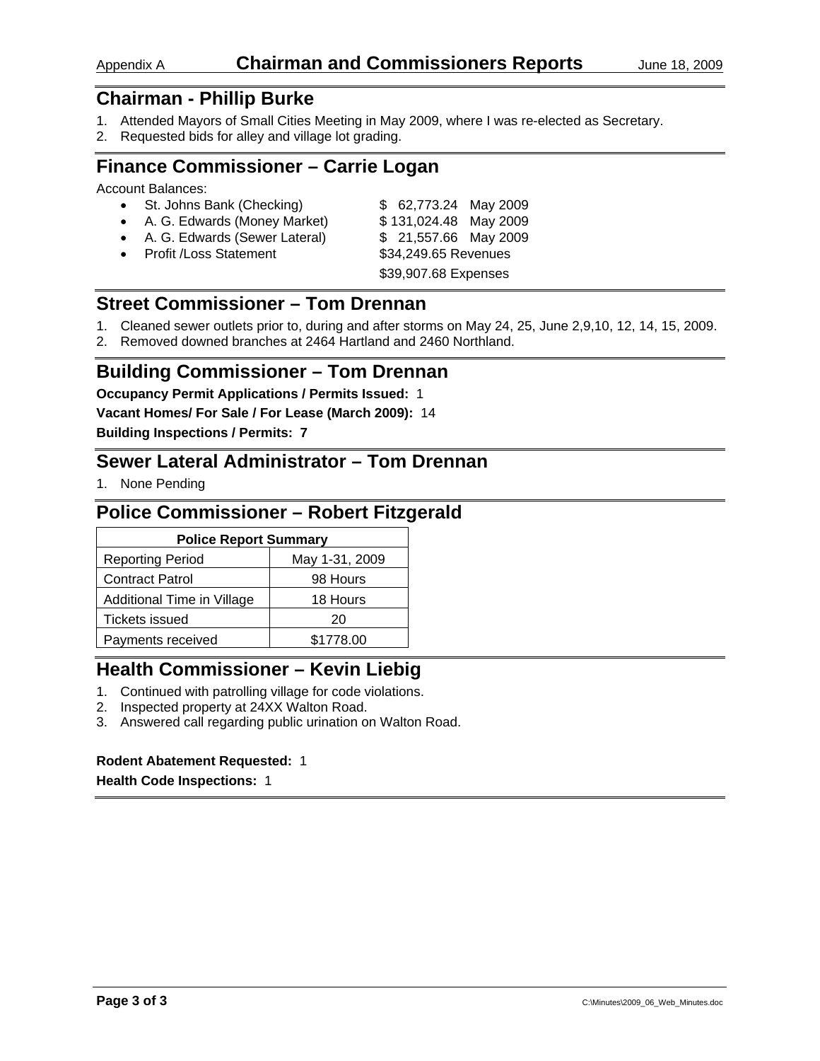# Chairman and Commissioners Reports

## Chairman - Phillip Burke

1. Attended Mayors of Small Cities Meeting in May 2009, where I was re-elected as Secretary.
2. Requested bids for alley and village lot grading.

## Finance Commissioner – Carrie Logan

Account Balances:

- St. Johns Bank (Checking) — $ 62,773.24 May 2009
- A. G. Edwards (Money Market) — $ 131,024.48 May 2009
- A. G. Edwards (Sewer Lateral) — $ 21,557.66 May 2009
- Profit /Loss Statement — $34,249.65 Revenues
  $39,907.68 Expenses

## Street Commissioner – Tom Drennan

1. Cleaned sewer outlets prior to, during and after storms on May 24, 25, June 2,9,10, 12, 14, 15, 2009.
2. Removed downed branches at 2464 Hartland and 2460 Northland.

## Building Commissioner – Tom Drennan

**Occupancy Permit Applications / Permits Issued:** 1

**Vacant Homes/ For Sale / For Lease (March 2009):** 14

**Building Inspections / Permits: 7**

## Sewer Lateral Administrator – Tom Drennan

1. None Pending

## Police Commissioner – Robert Fitzgerald

| Police Report Summary | |
|---|---|
| Reporting Period | May 1-31, 2009 |
| Contract Patrol | 98 Hours |
| Additional Time in Village | 18 Hours |
| Tickets issued | 20 |
| Payments received | $1778.00 |

## Health Commissioner – Kevin Liebig

1. Continued with patrolling village for code violations.
2. Inspected property at 24XX Walton Road.
3. Answered call regarding public urination on Walton Road.

**Rodent Abatement Requested:** 1

**Health Code Inspections:** 1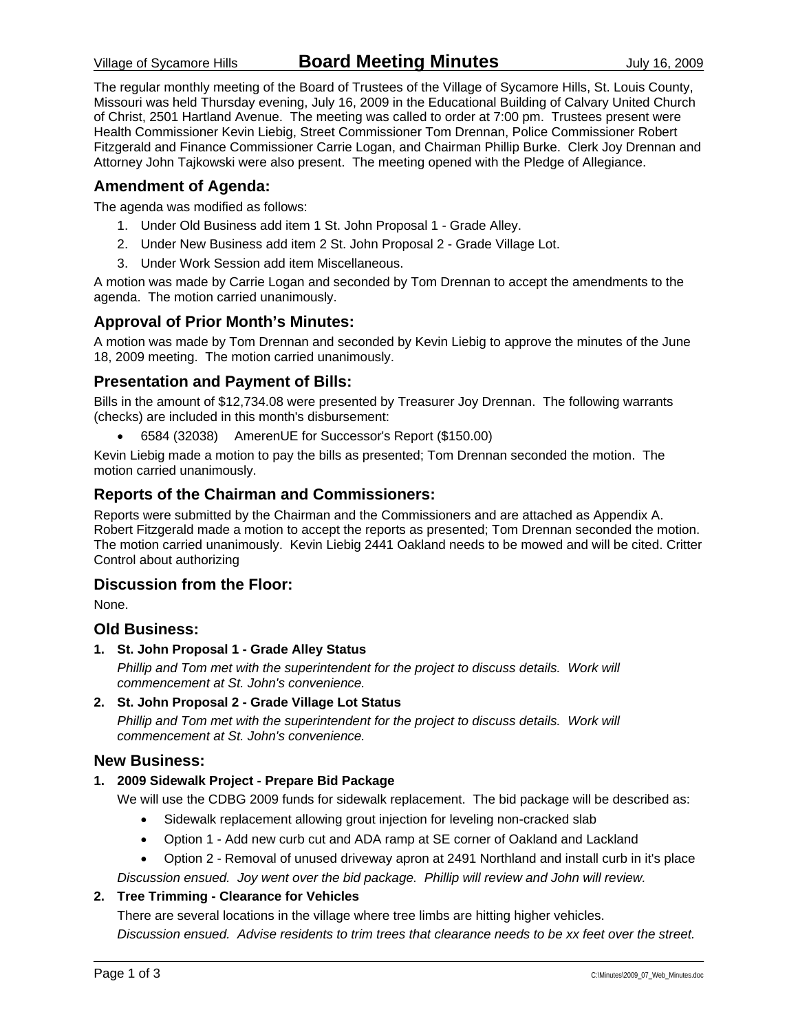The regular monthly meeting of the Board of Trustees of the Village of Sycamore Hills, St. Louis County, Missouri was held Thursday evening, July 16, 2009 in the Educational Building of Calvary United Church of Christ, 2501 Hartland Avenue. The meeting was called to order at 7:00 pm. Trustees present were Health Commissioner Kevin Liebig, Street Commissioner Tom Drennan, Police Commissioner Robert Fitzgerald and Finance Commissioner Carrie Logan, and Chairman Phillip Burke. Clerk Joy Drennan and Attorney John Tajkowski were also present. The meeting opened with the Pledge of Allegiance.

## Amendment of Agenda:

The agenda was modified as follows:

1. Under Old Business add item 1 St. John Proposal 1 - Grade Alley.
2. Under New Business add item 2 St. John Proposal 2 - Grade Village Lot.
3. Under Work Session add item Miscellaneous.

A motion was made by Carrie Logan and seconded by Tom Drennan to accept the amendments to the agenda. The motion carried unanimously.

## Approval of Prior Month's Minutes:

A motion was made by Tom Drennan and seconded by Kevin Liebig to approve the minutes of the June 18, 2009 meeting. The motion carried unanimously.

## Presentation and Payment of Bills:

Bills in the amount of $12,734.08 were presented by Treasurer Joy Drennan. The following warrants (checks) are included in this month's disbursement:

- 6584 (32038) AmerenUE for Successor's Report ($150.00)

Kevin Liebig made a motion to pay the bills as presented; Tom Drennan seconded the motion. The motion carried unanimously.

## Reports of the Chairman and Commissioners:

Reports were submitted by the Chairman and the Commissioners and are attached as Appendix A. Robert Fitzgerald made a motion to accept the reports as presented; Tom Drennan seconded the motion. The motion carried unanimously. Kevin Liebig 2441 Oakland needs to be mowed and will be cited. Critter Control about authorizing

## Discussion from the Floor:

None.

## Old Business:

**1. St. John Proposal 1 - Grade Alley Status**

*Phillip and Tom met with the superintendent for the project to discuss details. Work will commencement at St. John's convenience.*

**2. St. John Proposal 2 - Grade Village Lot Status**

*Phillip and Tom met with the superintendent for the project to discuss details. Work will commencement at St. John's convenience.*

## New Business:

**1. 2009 Sidewalk Project - Prepare Bid Package**

We will use the CDBG 2009 funds for sidewalk replacement. The bid package will be described as:

- Sidewalk replacement allowing grout injection for leveling non-cracked slab
- Option 1 - Add new curb cut and ADA ramp at SE corner of Oakland and Lackland
- Option 2 - Removal of unused driveway apron at 2491 Northland and install curb in it's place

*Discussion ensued. Joy went over the bid package. Phillip will review and John will review.*

**2. Tree Trimming - Clearance for Vehicles**

There are several locations in the village where tree limbs are hitting higher vehicles.

*Discussion ensued. Advise residents to trim trees that clearance needs to be xx feet over the street.*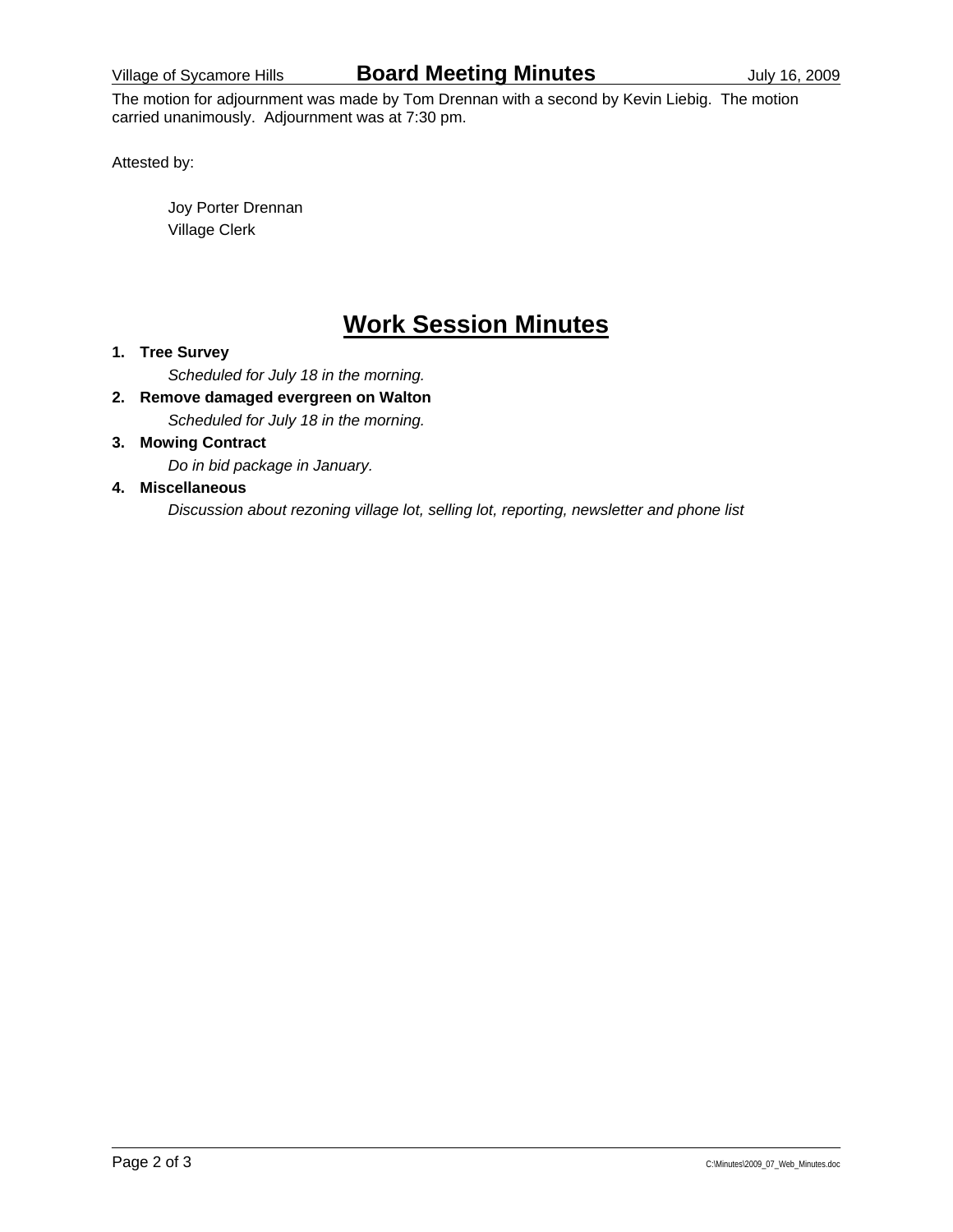The motion for adjournment was made by Tom Drennan with a second by Kevin Liebig. The motion carried unanimously. Adjournment was at 7:30 pm.

Attested by:

Joy Porter Drennan
Village Clerk

# Work Session Minutes

1. **Tree Survey**

   *Scheduled for July 18 in the morning.*

2. **Remove damaged evergreen on Walton**

   *Scheduled for July 18 in the morning.*

3. **Mowing Contract**

   *Do in bid package in January.*

4. **Miscellaneous**

   *Discussion about rezoning village lot, selling lot, reporting, newsletter and phone list*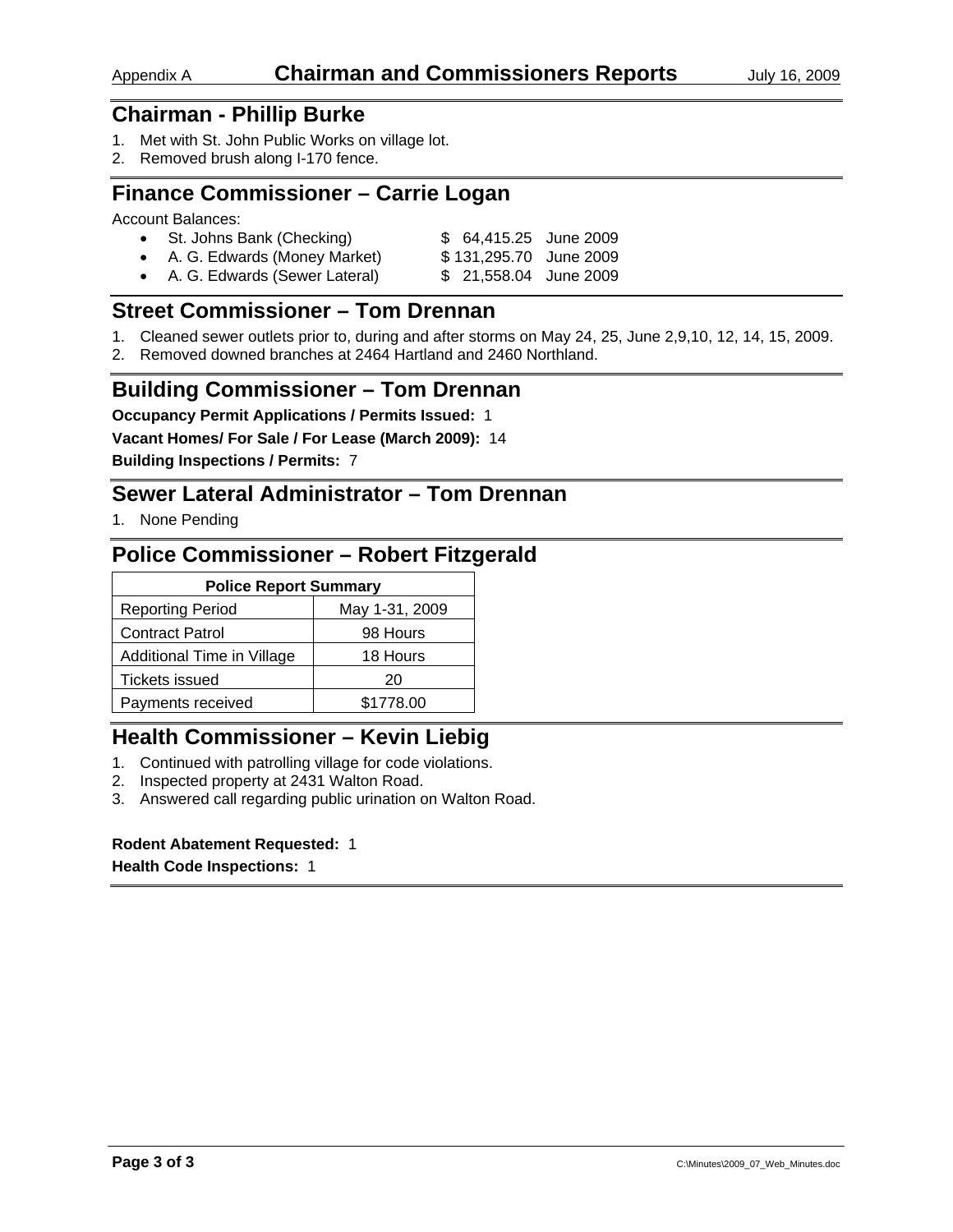Appendix A **Chairman and Commissioners Reports** July 16, 2009

## Chairman - Phillip Burke

1. Met with St. John Public Works on village lot.
2. Removed brush along I-170 fence.

## Finance Commissioner – Carrie Logan

Account Balances:

- St. Johns Bank (Checking) $ 64,415.25 June 2009
- A. G. Edwards (Money Market) $ 131,295.70 June 2009
- A. G. Edwards (Sewer Lateral) $ 21,558.04 June 2009

## Street Commissioner – Tom Drennan

1. Cleaned sewer outlets prior to, during and after storms on May 24, 25, June 2,9,10, 12, 14, 15, 2009.
2. Removed downed branches at 2464 Hartland and 2460 Northland.

## Building Commissioner – Tom Drennan

**Occupancy Permit Applications / Permits Issued:** 1

**Vacant Homes/ For Sale / For Lease (March 2009):** 14

**Building Inspections / Permits:** 7

## Sewer Lateral Administrator – Tom Drennan

1. None Pending

## Police Commissioner – Robert Fitzgerald

| Police Report Summary | |
|---|---|
| Reporting Period | May 1-31, 2009 |
| Contract Patrol | 98 Hours |
| Additional Time in Village | 18 Hours |
| Tickets issued | 20 |
| Payments received | $1778.00 |

## Health Commissioner – Kevin Liebig

1. Continued with patrolling village for code violations.
2. Inspected property at 2431 Walton Road.
3. Answered call regarding public urination on Walton Road.

**Rodent Abatement Requested:** 1

**Health Code Inspections:** 1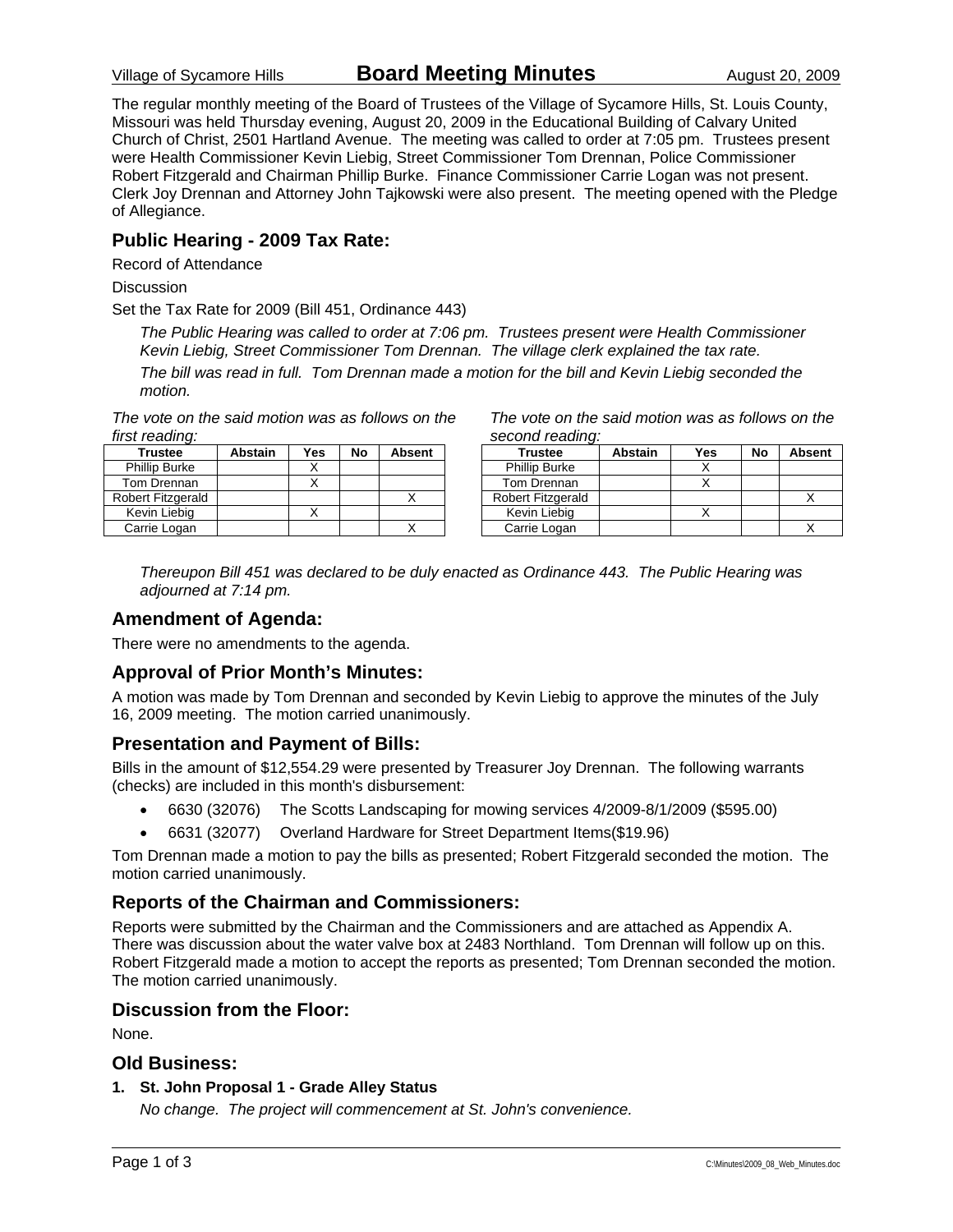Village of Sycamore Hills **Board Meeting Minutes** August 20, 2009

The regular monthly meeting of the Board of Trustees of the Village of Sycamore Hills, St. Louis County, Missouri was held Thursday evening, August 20, 2009 in the Educational Building of Calvary United Church of Christ, 2501 Hartland Avenue. The meeting was called to order at 7:05 pm. Trustees present were Health Commissioner Kevin Liebig, Street Commissioner Tom Drennan, Police Commissioner Robert Fitzgerald and Chairman Phillip Burke. Finance Commissioner Carrie Logan was not present. Clerk Joy Drennan and Attorney John Tajkowski were also present. The meeting opened with the Pledge of Allegiance.

## Public Hearing - 2009 Tax Rate:

Record of Attendance

Discussion

Set the Tax Rate for 2009 (Bill 451, Ordinance 443)

*The Public Hearing was called to order at 7:06 pm. Trustees present were Health Commissioner Kevin Liebig, Street Commissioner Tom Drennan. The village clerk explained the tax rate.*

*The bill was read in full. Tom Drennan made a motion for the bill and Kevin Liebig seconded the motion.*

*The vote on the said motion was as follows on the first reading:*

| Trustee | Abstain | Yes | No | Absent |
|---|---|---|---|---|
| Phillip Burke | | X | | |
| Tom Drennan | | X | | |
| Robert Fitzgerald | | | | X |
| Kevin Liebig | | X | | |
| Carrie Logan | | | | X |

*The vote on the said motion was as follows on the second reading:*

| Trustee | Abstain | Yes | No | Absent |
|---|---|---|---|---|
| Phillip Burke | | X | | |
| Tom Drennan | | X | | |
| Robert Fitzgerald | | | | X |
| Kevin Liebig | | X | | |
| Carrie Logan | | | | X |

*Thereupon Bill 451 was declared to be duly enacted as Ordinance 443. The Public Hearing was adjourned at 7:14 pm.*

## Amendment of Agenda:

There were no amendments to the agenda.

## Approval of Prior Month's Minutes:

A motion was made by Tom Drennan and seconded by Kevin Liebig to approve the minutes of the July 16, 2009 meeting. The motion carried unanimously.

## Presentation and Payment of Bills:

Bills in the amount of $12,554.29 were presented by Treasurer Joy Drennan. The following warrants (checks) are included in this month's disbursement:

- 6630 (32076) The Scotts Landscaping for mowing services 4/2009-8/1/2009 ($595.00)
- 6631 (32077) Overland Hardware for Street Department Items($19.96)

Tom Drennan made a motion to pay the bills as presented; Robert Fitzgerald seconded the motion. The motion carried unanimously.

## Reports of the Chairman and Commissioners:

Reports were submitted by the Chairman and the Commissioners and are attached as Appendix A. There was discussion about the water valve box at 2483 Northland. Tom Drennan will follow up on this. Robert Fitzgerald made a motion to accept the reports as presented; Tom Drennan seconded the motion. The motion carried unanimously.

## Discussion from the Floor:

None.

## Old Business:

**1. St. John Proposal 1 - Grade Alley Status**

*No change. The project will commencement at St. John's convenience.*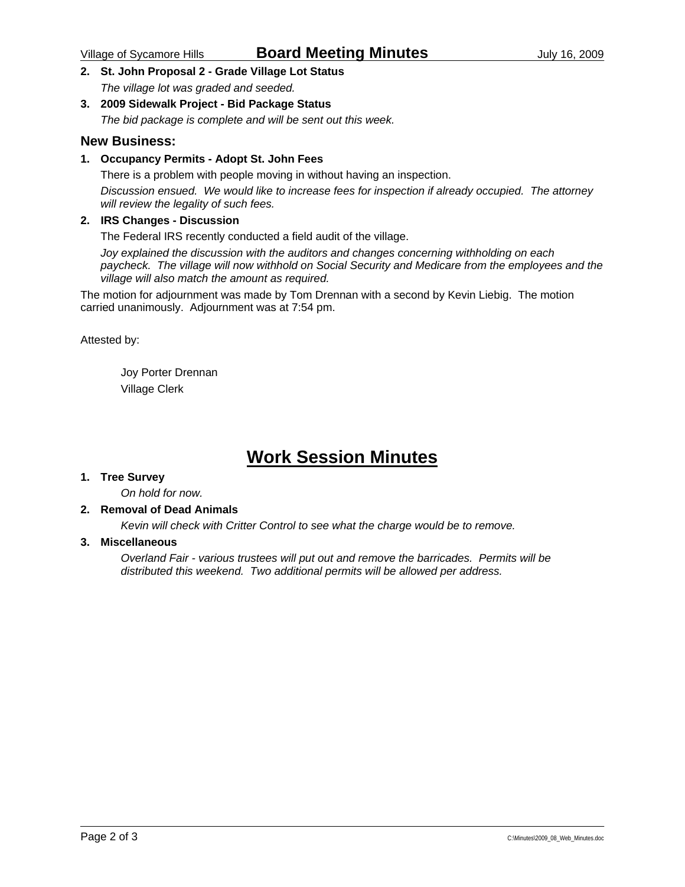**2. St. John Proposal 2 - Grade Village Lot Status**

*The village lot was graded and seeded.*

**3. 2009 Sidewalk Project - Bid Package Status**

*The bid package is complete and will be sent out this week.*

### New Business:

**1. Occupancy Permits - Adopt St. John Fees**

There is a problem with people moving in without having an inspection.

*Discussion ensued. We would like to increase fees for inspection if already occupied. The attorney will review the legality of such fees.*

**2. IRS Changes - Discussion**

The Federal IRS recently conducted a field audit of the village.

*Joy explained the discussion with the auditors and changes concerning withholding on each paycheck. The village will now withhold on Social Security and Medicare from the employees and the village will also match the amount as required.*

The motion for adjournment was made by Tom Drennan with a second by Kevin Liebig. The motion carried unanimously. Adjournment was at 7:54 pm.

Attested by:

Joy Porter Drennan
Village Clerk

# Work Session Minutes

**1. Tree Survey**

*On hold for now.*

**2. Removal of Dead Animals**

*Kevin will check with Critter Control to see what the charge would be to remove.*

**3. Miscellaneous**

*Overland Fair - various trustees will put out and remove the barricades. Permits will be distributed this weekend. Two additional permits will be allowed per address.*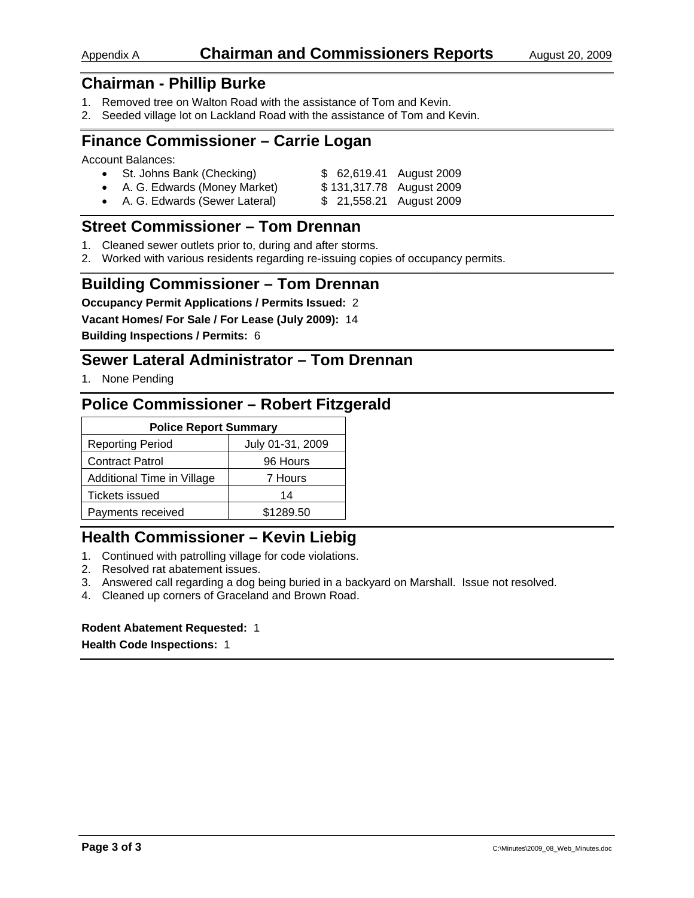## Chairman - Phillip Burke

1. Removed tree on Walton Road with the assistance of Tom and Kevin.
2. Seeded village lot on Lackland Road with the assistance of Tom and Kevin.

## Finance Commissioner – Carrie Logan

Account Balances:

- St. Johns Bank (Checking) $ 62,619.41 August 2009
- A. G. Edwards (Money Market) $ 131,317.78 August 2009
- A. G. Edwards (Sewer Lateral) $ 21,558.21 August 2009

## Street Commissioner – Tom Drennan

1. Cleaned sewer outlets prior to, during and after storms.
2. Worked with various residents regarding re-issuing copies of occupancy permits.

## Building Commissioner – Tom Drennan

**Occupancy Permit Applications / Permits Issued:** 2

**Vacant Homes/ For Sale / For Lease (July 2009):** 14

**Building Inspections / Permits:** 6

## Sewer Lateral Administrator – Tom Drennan

1. None Pending

## Police Commissioner – Robert Fitzgerald

| Police Report Summary | |
|---|---|
| Reporting Period | July 01-31, 2009 |
| Contract Patrol | 96 Hours |
| Additional Time in Village | 7 Hours |
| Tickets issued | 14 |
| Payments received | $1289.50 |

## Health Commissioner – Kevin Liebig

1. Continued with patrolling village for code violations.
2. Resolved rat abatement issues.
3. Answered call regarding a dog being buried in a backyard on Marshall. Issue not resolved.
4. Cleaned up corners of Graceland and Brown Road.

**Rodent Abatement Requested:** 1

**Health Code Inspections:** 1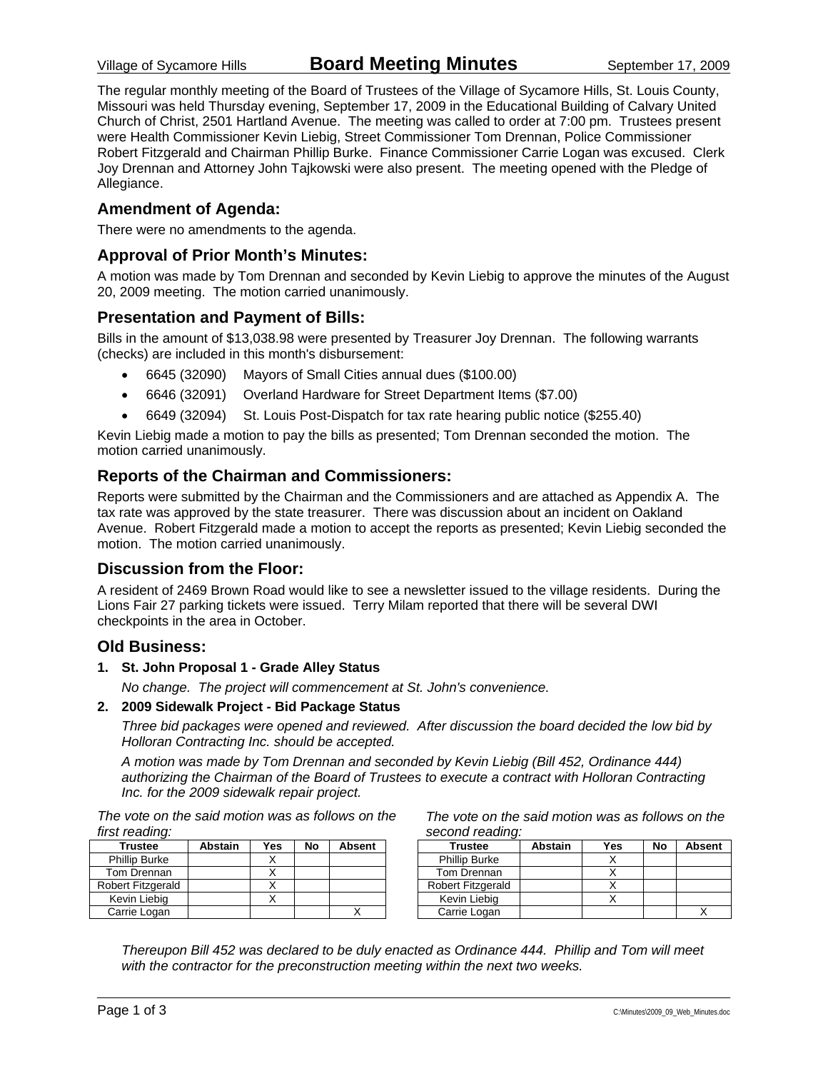Village of Sycamore Hills **Board Meeting Minutes** September 17, 2009

The regular monthly meeting of the Board of Trustees of the Village of Sycamore Hills, St. Louis County, Missouri was held Thursday evening, September 17, 2009 in the Educational Building of Calvary United Church of Christ, 2501 Hartland Avenue. The meeting was called to order at 7:00 pm. Trustees present were Health Commissioner Kevin Liebig, Street Commissioner Tom Drennan, Police Commissioner Robert Fitzgerald and Chairman Phillip Burke. Finance Commissioner Carrie Logan was excused. Clerk Joy Drennan and Attorney John Tajkowski were also present. The meeting opened with the Pledge of Allegiance.

## Amendment of Agenda:

There were no amendments to the agenda.

## Approval of Prior Month's Minutes:

A motion was made by Tom Drennan and seconded by Kevin Liebig to approve the minutes of the August 20, 2009 meeting. The motion carried unanimously.

## Presentation and Payment of Bills:

Bills in the amount of $13,038.98 were presented by Treasurer Joy Drennan. The following warrants (checks) are included in this month's disbursement:

- 6645 (32090) Mayors of Small Cities annual dues ($100.00)
- 6646 (32091) Overland Hardware for Street Department Items ($7.00)
- 6649 (32094) St. Louis Post-Dispatch for tax rate hearing public notice ($255.40)

Kevin Liebig made a motion to pay the bills as presented; Tom Drennan seconded the motion. The motion carried unanimously.

## Reports of the Chairman and Commissioners:

Reports were submitted by the Chairman and the Commissioners and are attached as Appendix A. The tax rate was approved by the state treasurer. There was discussion about an incident on Oakland Avenue. Robert Fitzgerald made a motion to accept the reports as presented; Kevin Liebig seconded the motion. The motion carried unanimously.

## Discussion from the Floor:

A resident of 2469 Brown Road would like to see a newsletter issued to the village residents. During the Lions Fair 27 parking tickets were issued. Terry Milam reported that there will be several DWI checkpoints in the area in October.

## Old Business:

**1. St. John Proposal 1 - Grade Alley Status**

*No change. The project will commencement at St. John's convenience.*

**2. 2009 Sidewalk Project - Bid Package Status**

*Three bid packages were opened and reviewed. After discussion the board decided the low bid by Holloran Contracting Inc. should be accepted.*

*A motion was made by Tom Drennan and seconded by Kevin Liebig (Bill 452, Ordinance 444) authorizing the Chairman of the Board of Trustees to execute a contract with Holloran Contracting Inc. for the 2009 sidewalk repair project.*

*The vote on the said motion was as follows on the first reading:*

| Trustee | Abstain | Yes | No | Absent |
|---|---|---|---|---|
| Phillip Burke | | X | | |
| Tom Drennan | | X | | |
| Robert Fitzgerald | | X | | |
| Kevin Liebig | | X | | |
| Carrie Logan | | | | X |

*The vote on the said motion was as follows on the second reading:*

| Trustee | Abstain | Yes | No | Absent |
|---|---|---|---|---|
| Phillip Burke | | X | | |
| Tom Drennan | | X | | |
| Robert Fitzgerald | | X | | |
| Kevin Liebig | | X | | |
| Carrie Logan | | | | X |

*Thereupon Bill 452 was declared to be duly enacted as Ordinance 444. Phillip and Tom will meet with the contractor for the preconstruction meeting within the next two weeks.*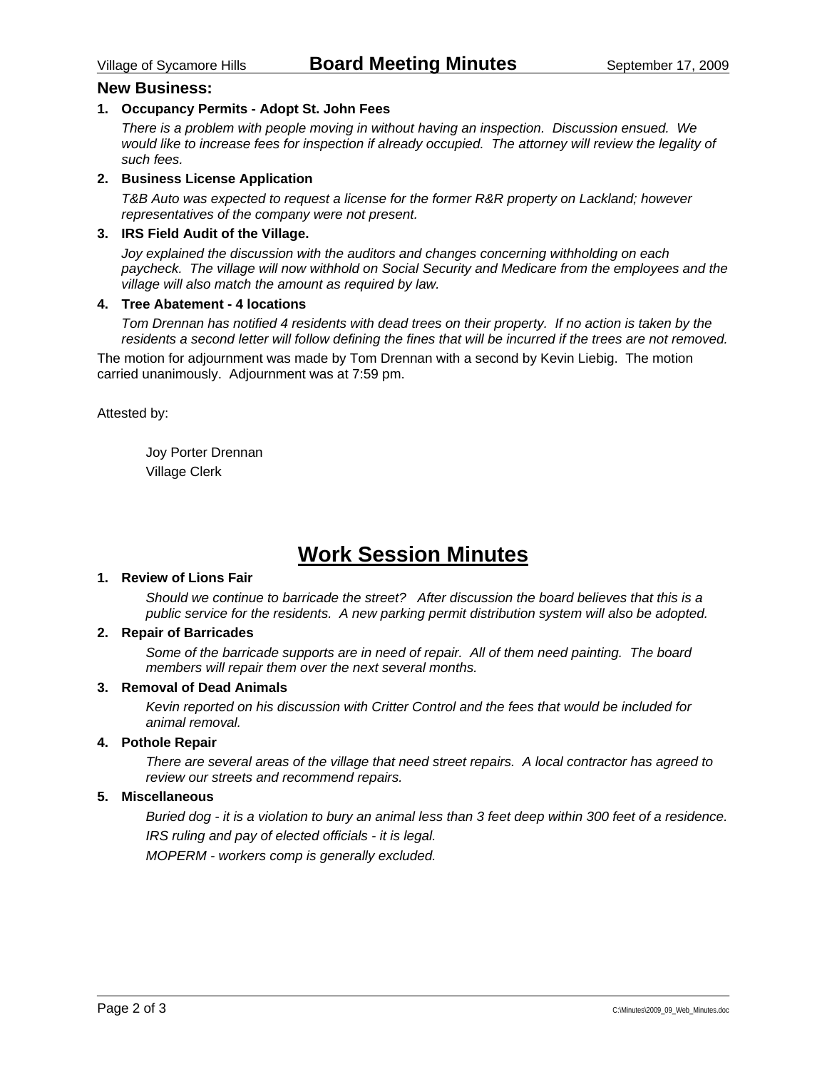## New Business:

1. **Occupancy Permits - Adopt St. John Fees**

   *There is a problem with people moving in without having an inspection. Discussion ensued. We would like to increase fees for inspection if already occupied. The attorney will review the legality of such fees.*

2. **Business License Application**

   *T&B Auto was expected to request a license for the former R&R property on Lackland; however representatives of the company were not present.*

3. **IRS Field Audit of the Village.**

   *Joy explained the discussion with the auditors and changes concerning withholding on each paycheck. The village will now withhold on Social Security and Medicare from the employees and the village will also match the amount as required by law.*

4. **Tree Abatement - 4 locations**

   *Tom Drennan has notified 4 residents with dead trees on their property. If no action is taken by the residents a second letter will follow defining the fines that will be incurred if the trees are not removed.*

The motion for adjournment was made by Tom Drennan with a second by Kevin Liebig. The motion carried unanimously. Adjournment was at 7:59 pm.

Attested by:

Joy Porter Drennan
Village Clerk

# Work Session Minutes

1. **Review of Lions Fair**

   *Should we continue to barricade the street? After discussion the board believes that this is a public service for the residents. A new parking permit distribution system will also be adopted.*

2. **Repair of Barricades**

   *Some of the barricade supports are in need of repair. All of them need painting. The board members will repair them over the next several months.*

3. **Removal of Dead Animals**

   *Kevin reported on his discussion with Critter Control and the fees that would be included for animal removal.*

4. **Pothole Repair**

   *There are several areas of the village that need street repairs. A local contractor has agreed to review our streets and recommend repairs.*

5. **Miscellaneous**

   *Buried dog - it is a violation to bury an animal less than 3 feet deep within 300 feet of a residence.*

   *IRS ruling and pay of elected officials - it is legal.*

   *MOPERM - workers comp is generally excluded.*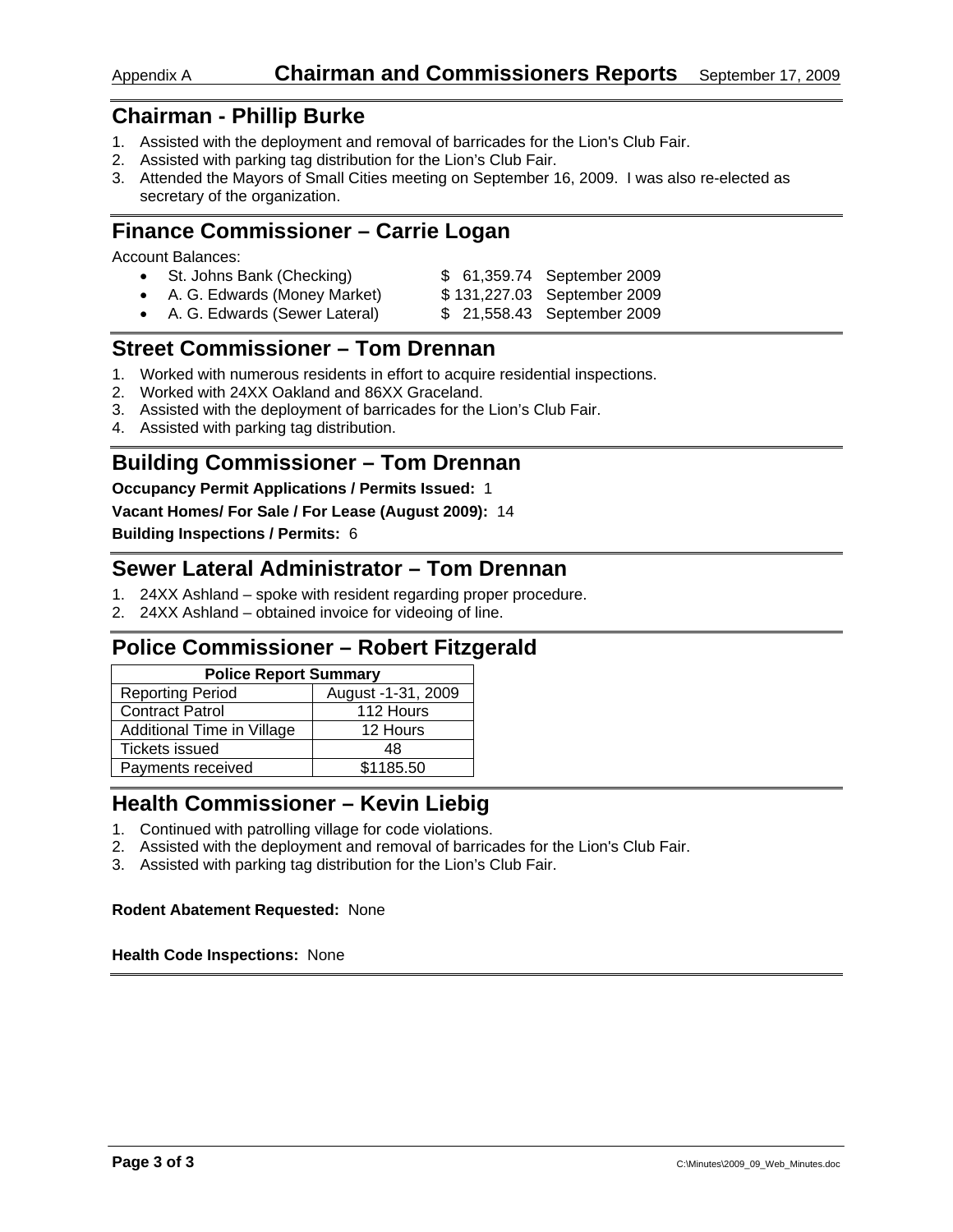Appendix A **Chairman and Commissioners Reports** September 17, 2009

## Chairman - Phillip Burke

1. Assisted with the deployment and removal of barricades for the Lion's Club Fair.
2. Assisted with parking tag distribution for the Lion's Club Fair.
3. Attended the Mayors of Small Cities meeting on September 16, 2009. I was also re-elected as secretary of the organization.

## Finance Commissioner – Carrie Logan

Account Balances:

- St. Johns Bank (Checking) $ 61,359.74 September 2009
- A. G. Edwards (Money Market) $ 131,227.03 September 2009
- A. G. Edwards (Sewer Lateral) $ 21,558.43 September 2009

## Street Commissioner – Tom Drennan

1. Worked with numerous residents in effort to acquire residential inspections.
2. Worked with 24XX Oakland and 86XX Graceland.
3. Assisted with the deployment of barricades for the Lion's Club Fair.
4. Assisted with parking tag distribution.

## Building Commissioner – Tom Drennan

**Occupancy Permit Applications / Permits Issued:** 1

**Vacant Homes/ For Sale / For Lease (August 2009):** 14

**Building Inspections / Permits:** 6

## Sewer Lateral Administrator – Tom Drennan

1. 24XX Ashland – spoke with resident regarding proper procedure.
2. 24XX Ashland – obtained invoice for videoing of line.

## Police Commissioner – Robert Fitzgerald

| Police Report Summary | |
|---|---|
| Reporting Period | August -1-31, 2009 |
| Contract Patrol | 112 Hours |
| Additional Time in Village | 12 Hours |
| Tickets issued | 48 |
| Payments received | $1185.50 |

## Health Commissioner – Kevin Liebig

1. Continued with patrolling village for code violations.
2. Assisted with the deployment and removal of barricades for the Lion's Club Fair.
3. Assisted with parking tag distribution for the Lion's Club Fair.

**Rodent Abatement Requested:** None

**Health Code Inspections:** None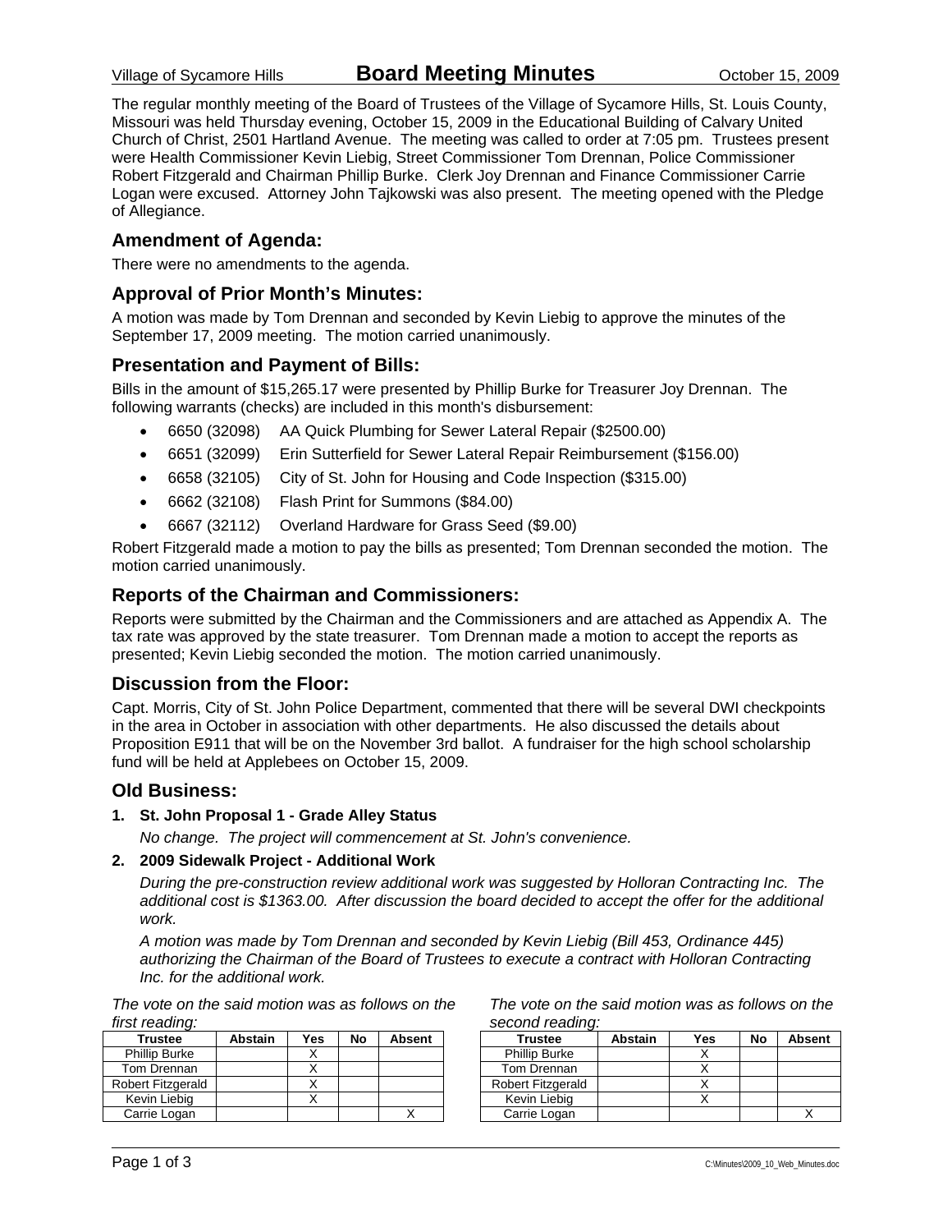The regular monthly meeting of the Board of Trustees of the Village of Sycamore Hills, St. Louis County, Missouri was held Thursday evening, October 15, 2009 in the Educational Building of Calvary United Church of Christ, 2501 Hartland Avenue. The meeting was called to order at 7:05 pm. Trustees present were Health Commissioner Kevin Liebig, Street Commissioner Tom Drennan, Police Commissioner Robert Fitzgerald and Chairman Phillip Burke. Clerk Joy Drennan and Finance Commissioner Carrie Logan were excused. Attorney John Tajkowski was also present. The meeting opened with the Pledge of Allegiance.

## Amendment of Agenda:

There were no amendments to the agenda.

## Approval of Prior Month's Minutes:

A motion was made by Tom Drennan and seconded by Kevin Liebig to approve the minutes of the September 17, 2009 meeting. The motion carried unanimously.

## Presentation and Payment of Bills:

Bills in the amount of $15,265.17 were presented by Phillip Burke for Treasurer Joy Drennan. The following warrants (checks) are included in this month's disbursement:

- 6650 (32098) AA Quick Plumbing for Sewer Lateral Repair ($2500.00)
- 6651 (32099) Erin Sutterfield for Sewer Lateral Repair Reimbursement ($156.00)
- 6658 (32105) City of St. John for Housing and Code Inspection ($315.00)
- 6662 (32108) Flash Print for Summons ($84.00)
- 6667 (32112) Overland Hardware for Grass Seed ($9.00)

Robert Fitzgerald made a motion to pay the bills as presented; Tom Drennan seconded the motion. The motion carried unanimously.

## Reports of the Chairman and Commissioners:

Reports were submitted by the Chairman and the Commissioners and are attached as Appendix A. The tax rate was approved by the state treasurer. Tom Drennan made a motion to accept the reports as presented; Kevin Liebig seconded the motion. The motion carried unanimously.

## Discussion from the Floor:

Capt. Morris, City of St. John Police Department, commented that there will be several DWI checkpoints in the area in October in association with other departments. He also discussed the details about Proposition E911 that will be on the November 3rd ballot. A fundraiser for the high school scholarship fund will be held at Applebees on October 15, 2009.

## Old Business:

**1. St. John Proposal 1 - Grade Alley Status**

*No change. The project will commencement at St. John's convenience.*

**2. 2009 Sidewalk Project - Additional Work**

*During the pre-construction review additional work was suggested by Holloran Contracting Inc. The additional cost is $1363.00. After discussion the board decided to accept the offer for the additional work.*

*A motion was made by Tom Drennan and seconded by Kevin Liebig (Bill 453, Ordinance 445) authorizing the Chairman of the Board of Trustees to execute a contract with Holloran Contracting Inc. for the additional work.*

*The vote on the said motion was as follows on the first reading:*

| Trustee | Abstain | Yes | No | Absent |
|---|---|---|---|---|
| Phillip Burke | | X | | |
| Tom Drennan | | X | | |
| Robert Fitzgerald | | X | | |
| Kevin Liebig | | X | | |
| Carrie Logan | | | | X |

*The vote on the said motion was as follows on the second reading:*

| Trustee | Abstain | Yes | No | Absent |
|---|---|---|---|---|
| Phillip Burke | | X | | |
| Tom Drennan | | X | | |
| Robert Fitzgerald | | X | | |
| Kevin Liebig | | X | | |
| Carrie Logan | | | | X |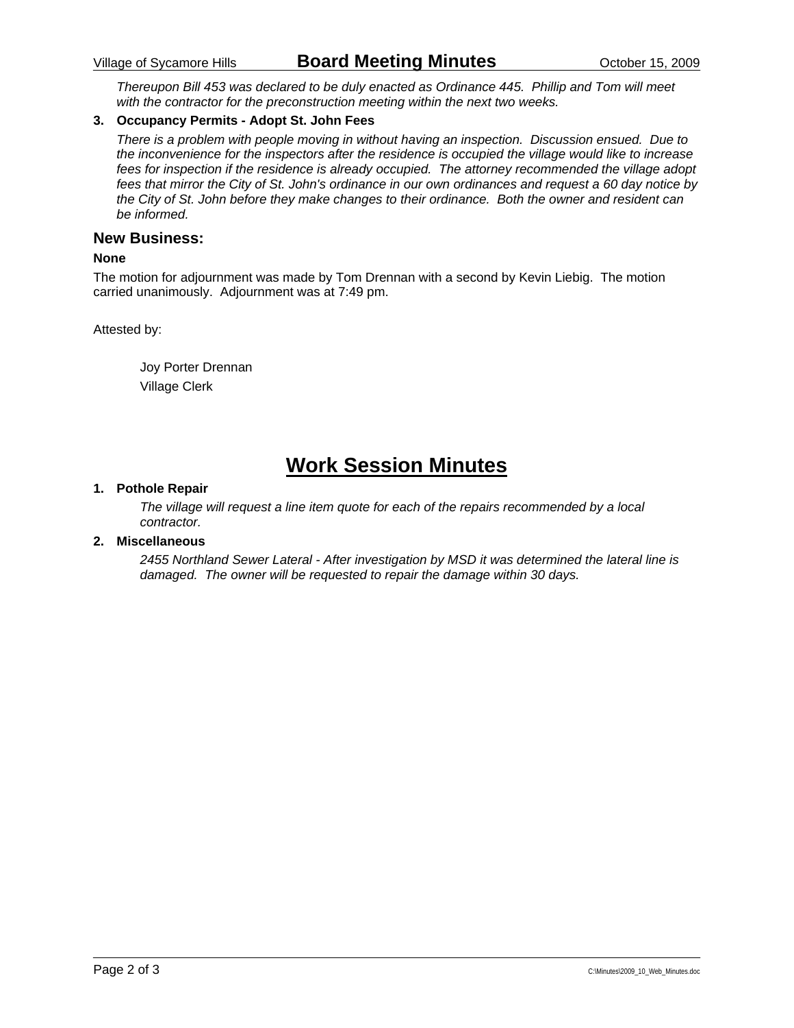*Thereupon Bill 453 was declared to be duly enacted as Ordinance 445. Phillip and Tom will meet with the contractor for the preconstruction meeting within the next two weeks.*

**3. Occupancy Permits - Adopt St. John Fees**

*There is a problem with people moving in without having an inspection. Discussion ensued. Due to the inconvenience for the inspectors after the residence is occupied the village would like to increase fees for inspection if the residence is already occupied. The attorney recommended the village adopt fees that mirror the City of St. John's ordinance in our own ordinances and request a 60 day notice by the City of St. John before they make changes to their ordinance. Both the owner and resident can be informed.*

## New Business:

**None**

The motion for adjournment was made by Tom Drennan with a second by Kevin Liebig. The motion carried unanimously. Adjournment was at 7:49 pm.

Attested by:

Joy Porter Drennan
Village Clerk

# Work Session Minutes

**1. Pothole Repair**

*The village will request a line item quote for each of the repairs recommended by a local contractor.*

**2. Miscellaneous**

*2455 Northland Sewer Lateral - After investigation by MSD it was determined the lateral line is damaged. The owner will be requested to repair the damage within 30 days.*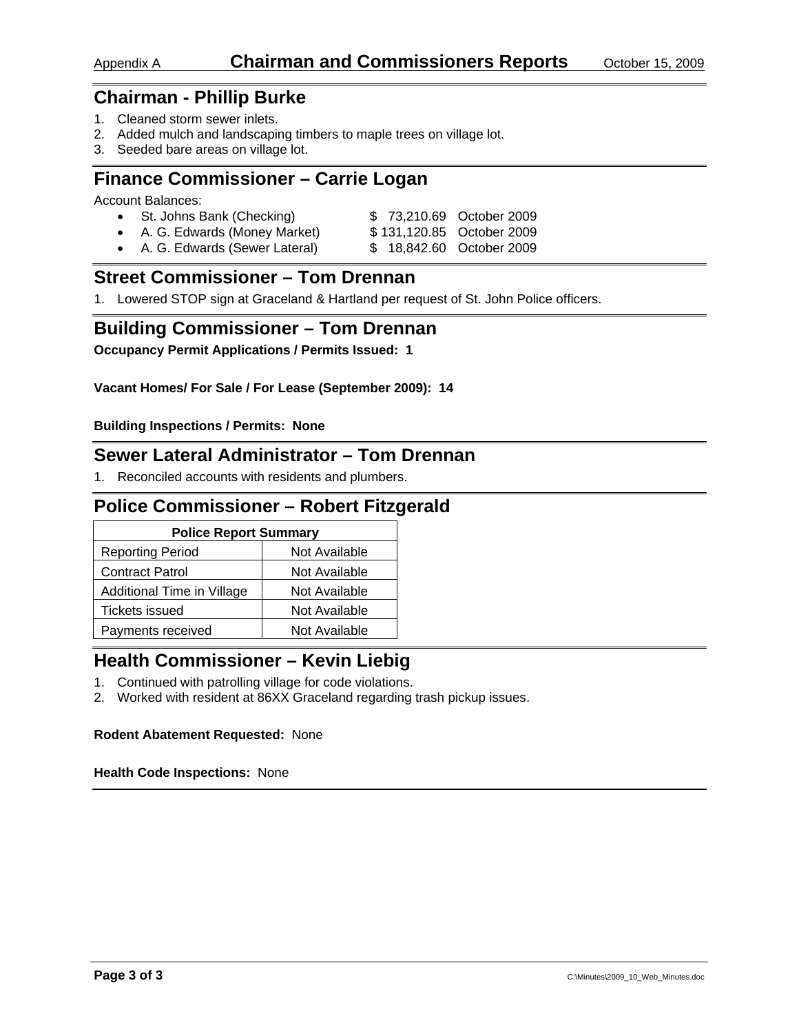# Chairman and Commissioners Reports

Appendix A — October 15, 2009

## Chairman - Phillip Burke

1. Cleaned storm sewer inlets.
2. Added mulch and landscaping timbers to maple trees on village lot.
3. Seeded bare areas on village lot.

## Finance Commissioner – Carrie Logan

Account Balances:

- St. Johns Bank (Checking) $ 73,210.69 October 2009
- A. G. Edwards (Money Market) $ 131,120.85 October 2009
- A. G. Edwards (Sewer Lateral) $ 18,842.60 October 2009

## Street Commissioner – Tom Drennan

1. Lowered STOP sign at Graceland & Hartland per request of St. John Police officers.

## Building Commissioner – Tom Drennan

**Occupancy Permit Applications / Permits Issued: 1**

**Vacant Homes/ For Sale / For Lease (September 2009): 14**

**Building Inspections / Permits: None**

## Sewer Lateral Administrator – Tom Drennan

1. Reconciled accounts with residents and plumbers.

## Police Commissioner – Robert Fitzgerald

| Police Report Summary | |
|---|---|
| Reporting Period | Not Available |
| Contract Patrol | Not Available |
| Additional Time in Village | Not Available |
| Tickets issued | Not Available |
| Payments received | Not Available |

## Health Commissioner – Kevin Liebig

1. Continued with patrolling village for code violations.
2. Worked with resident at 86XX Graceland regarding trash pickup issues.

**Rodent Abatement Requested:** None

**Health Code Inspections:** None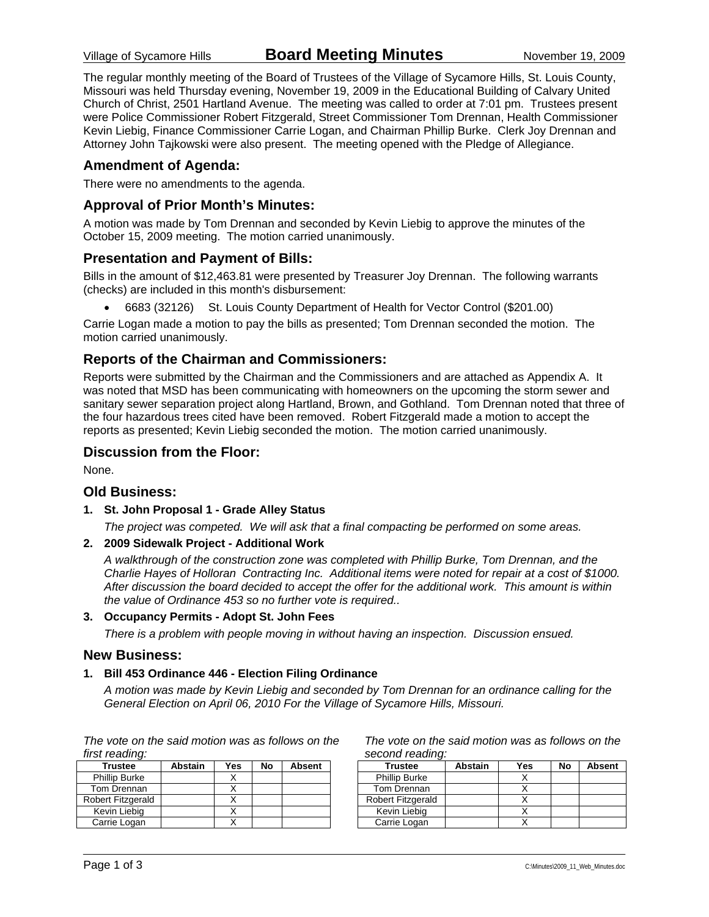Village of Sycamore Hills **Board Meeting Minutes** November 19, 2009

The regular monthly meeting of the Board of Trustees of the Village of Sycamore Hills, St. Louis County, Missouri was held Thursday evening, November 19, 2009 in the Educational Building of Calvary United Church of Christ, 2501 Hartland Avenue. The meeting was called to order at 7:01 pm. Trustees present were Police Commissioner Robert Fitzgerald, Street Commissioner Tom Drennan, Health Commissioner Kevin Liebig, Finance Commissioner Carrie Logan, and Chairman Phillip Burke. Clerk Joy Drennan and Attorney John Tajkowski were also present. The meeting opened with the Pledge of Allegiance.

## Amendment of Agenda:

There were no amendments to the agenda.

## Approval of Prior Month's Minutes:

A motion was made by Tom Drennan and seconded by Kevin Liebig to approve the minutes of the October 15, 2009 meeting. The motion carried unanimously.

## Presentation and Payment of Bills:

Bills in the amount of $12,463.81 were presented by Treasurer Joy Drennan. The following warrants (checks) are included in this month's disbursement:

- 6683 (32126) St. Louis County Department of Health for Vector Control ($201.00)

Carrie Logan made a motion to pay the bills as presented; Tom Drennan seconded the motion. The motion carried unanimously.

## Reports of the Chairman and Commissioners:

Reports were submitted by the Chairman and the Commissioners and are attached as Appendix A. It was noted that MSD has been communicating with homeowners on the upcoming the storm sewer and sanitary sewer separation project along Hartland, Brown, and Gothland. Tom Drennan noted that three of the four hazardous trees cited have been removed. Robert Fitzgerald made a motion to accept the reports as presented; Kevin Liebig seconded the motion. The motion carried unanimously.

## Discussion from the Floor:

None.

## Old Business:

**1. St. John Proposal 1 - Grade Alley Status**

*The project was competed. We will ask that a final compacting be performed on some areas.*

**2. 2009 Sidewalk Project - Additional Work**

*A walkthrough of the construction zone was completed with Phillip Burke, Tom Drennan, and the Charlie Hayes of Holloran Contracting Inc. Additional items were noted for repair at a cost of $1000. After discussion the board decided to accept the offer for the additional work. This amount is within the value of Ordinance 453 so no further vote is required..*

**3. Occupancy Permits - Adopt St. John Fees**

*There is a problem with people moving in without having an inspection. Discussion ensued.*

## New Business:

**1. Bill 453 Ordinance 446 - Election Filing Ordinance**

*A motion was made by Kevin Liebig and seconded by Tom Drennan for an ordinance calling for the General Election on April 06, 2010 For the Village of Sycamore Hills, Missouri.*

*The vote on the said motion was as follows on the first reading:*

| Trustee | Abstain | Yes | No | Absent |
|---|---|---|---|---|
| Phillip Burke | | X | | |
| Tom Drennan | | X | | |
| Robert Fitzgerald | | X | | |
| Kevin Liebig | | X | | |
| Carrie Logan | | X | | |

*The vote on the said motion was as follows on the second reading:*

| Trustee | Abstain | Yes | No | Absent |
|---|---|---|---|---|
| Phillip Burke | | X | | |
| Tom Drennan | | X | | |
| Robert Fitzgerald | | X | | |
| Kevin Liebig | | X | | |
| Carrie Logan | | X | | |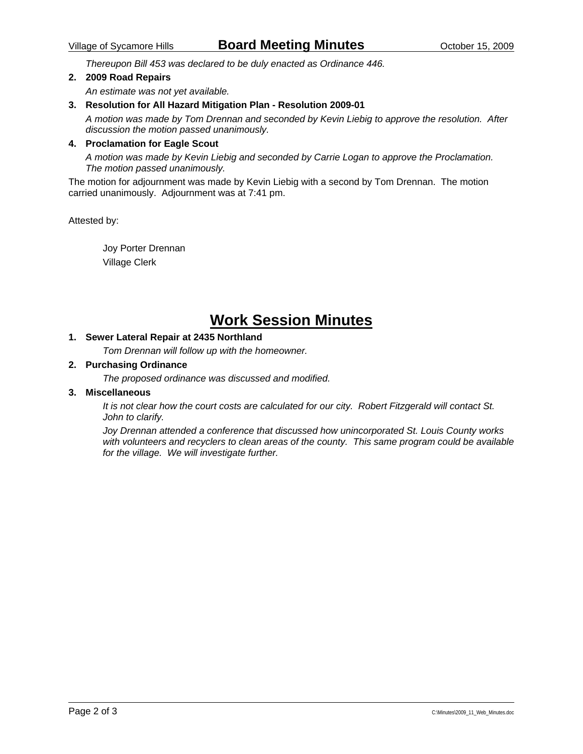*Thereupon Bill 453 was declared to be duly enacted as Ordinance 446.*

**2. 2009 Road Repairs**

*An estimate was not yet available.*

**3. Resolution for All Hazard Mitigation Plan - Resolution 2009-01**

*A motion was made by Tom Drennan and seconded by Kevin Liebig to approve the resolution. After discussion the motion passed unanimously.*

**4. Proclamation for Eagle Scout**

*A motion was made by Kevin Liebig and seconded by Carrie Logan to approve the Proclamation. The motion passed unanimously.*

The motion for adjournment was made by Kevin Liebig with a second by Tom Drennan. The motion carried unanimously. Adjournment was at 7:41 pm.

Attested by:

Joy Porter Drennan
Village Clerk

# Work Session Minutes

**1. Sewer Lateral Repair at 2435 Northland**

*Tom Drennan will follow up with the homeowner.*

**2. Purchasing Ordinance**

*The proposed ordinance was discussed and modified.*

**3. Miscellaneous**

*It is not clear how the court costs are calculated for our city. Robert Fitzgerald will contact St. John to clarify.*

*Joy Drennan attended a conference that discussed how unincorporated St. Louis County works with volunteers and recyclers to clean areas of the county. This same program could be available for the village. We will investigate further.*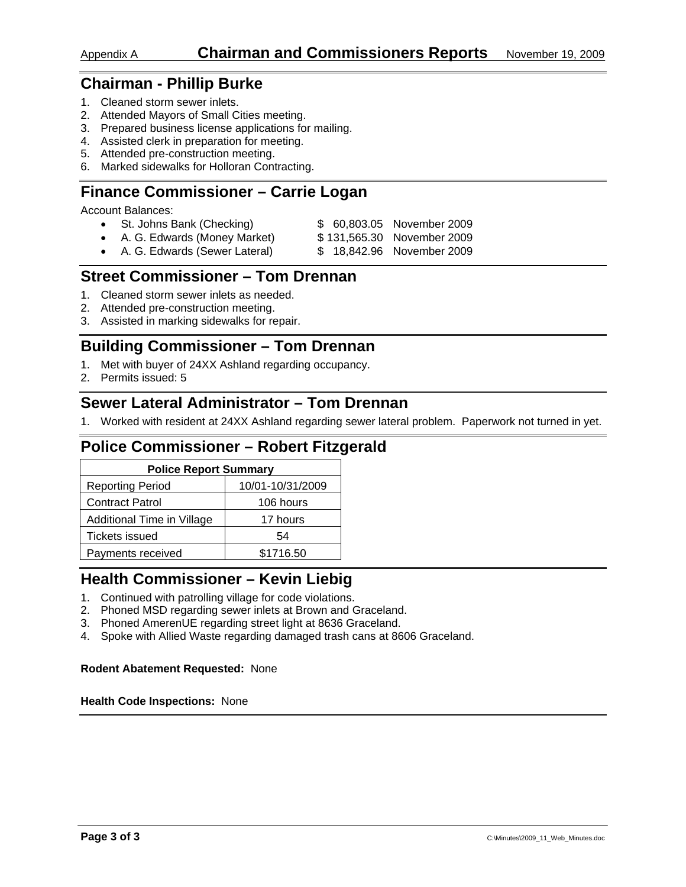# Chairman and Commissioners Reports

Appendix A — November 19, 2009

## Chairman - Phillip Burke

1. Cleaned storm sewer inlets.
2. Attended Mayors of Small Cities meeting.
3. Prepared business license applications for mailing.
4. Assisted clerk in preparation for meeting.
5. Attended pre-construction meeting.
6. Marked sidewalks for Holloran Contracting.

## Finance Commissioner – Carrie Logan

Account Balances:

- St. Johns Bank (Checking) — $ 60,803.05 November 2009
- A. G. Edwards (Money Market) — $ 131,565.30 November 2009
- A. G. Edwards (Sewer Lateral) — $ 18,842.96 November 2009

## Street Commissioner – Tom Drennan

1. Cleaned storm sewer inlets as needed.
2. Attended pre-construction meeting.
3. Assisted in marking sidewalks for repair.

## Building Commissioner – Tom Drennan

1. Met with buyer of 24XX Ashland regarding occupancy.
2. Permits issued: 5

## Sewer Lateral Administrator – Tom Drennan

1. Worked with resident at 24XX Ashland regarding sewer lateral problem. Paperwork not turned in yet.

## Police Commissioner – Robert Fitzgerald

| Police Report Summary | |
|---|---|
| Reporting Period | 10/01-10/31/2009 |
| Contract Patrol | 106 hours |
| Additional Time in Village | 17 hours |
| Tickets issued | 54 |
| Payments received | $1716.50 |

## Health Commissioner – Kevin Liebig

1. Continued with patrolling village for code violations.
2. Phoned MSD regarding sewer inlets at Brown and Graceland.
3. Phoned AmerenUE regarding street light at 8636 Graceland.
4. Spoke with Allied Waste regarding damaged trash cans at 8606 Graceland.

**Rodent Abatement Requested:** None

**Health Code Inspections:** None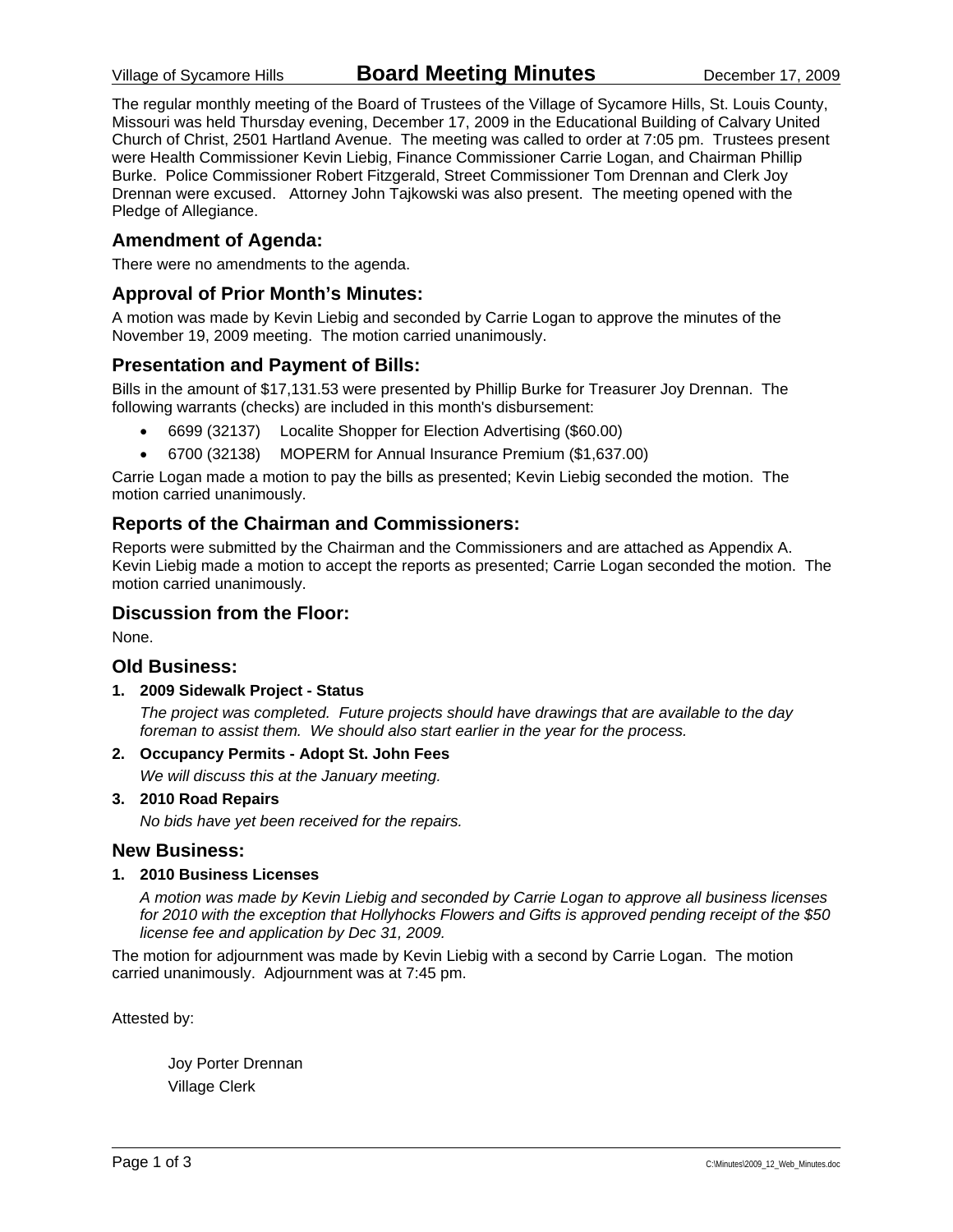# Board Meeting Minutes

Village of Sycamore Hills — December 17, 2009

The regular monthly meeting of the Board of Trustees of the Village of Sycamore Hills, St. Louis County, Missouri was held Thursday evening, December 17, 2009 in the Educational Building of Calvary United Church of Christ, 2501 Hartland Avenue. The meeting was called to order at 7:05 pm. Trustees present were Health Commissioner Kevin Liebig, Finance Commissioner Carrie Logan, and Chairman Phillip Burke. Police Commissioner Robert Fitzgerald, Street Commissioner Tom Drennan and Clerk Joy Drennan were excused. Attorney John Tajkowski was also present. The meeting opened with the Pledge of Allegiance.

## Amendment of Agenda:

There were no amendments to the agenda.

## Approval of Prior Month's Minutes:

A motion was made by Kevin Liebig and seconded by Carrie Logan to approve the minutes of the November 19, 2009 meeting. The motion carried unanimously.

## Presentation and Payment of Bills:

Bills in the amount of $17,131.53 were presented by Phillip Burke for Treasurer Joy Drennan. The following warrants (checks) are included in this month's disbursement:

- 6699 (32137) Localite Shopper for Election Advertising ($60.00)
- 6700 (32138) MOPERM for Annual Insurance Premium ($1,637.00)

Carrie Logan made a motion to pay the bills as presented; Kevin Liebig seconded the motion. The motion carried unanimously.

## Reports of the Chairman and Commissioners:

Reports were submitted by the Chairman and the Commissioners and are attached as Appendix A. Kevin Liebig made a motion to accept the reports as presented; Carrie Logan seconded the motion. The motion carried unanimously.

## Discussion from the Floor:

None.

## Old Business:

1. **2009 Sidewalk Project - Status**

   *The project was completed. Future projects should have drawings that are available to the day foreman to assist them. We should also start earlier in the year for the process.*

2. **Occupancy Permits - Adopt St. John Fees**

   *We will discuss this at the January meeting.*

3. **2010 Road Repairs**

   *No bids have yet been received for the repairs.*

## New Business:

1. **2010 Business Licenses**

   *A motion was made by Kevin Liebig and seconded by Carrie Logan to approve all business licenses for 2010 with the exception that Hollyhocks Flowers and Gifts is approved pending receipt of the $50 license fee and application by Dec 31, 2009.*

The motion for adjournment was made by Kevin Liebig with a second by Carrie Logan. The motion carried unanimously. Adjournment was at 7:45 pm.

Attested by:

Joy Porter Drennan
Village Clerk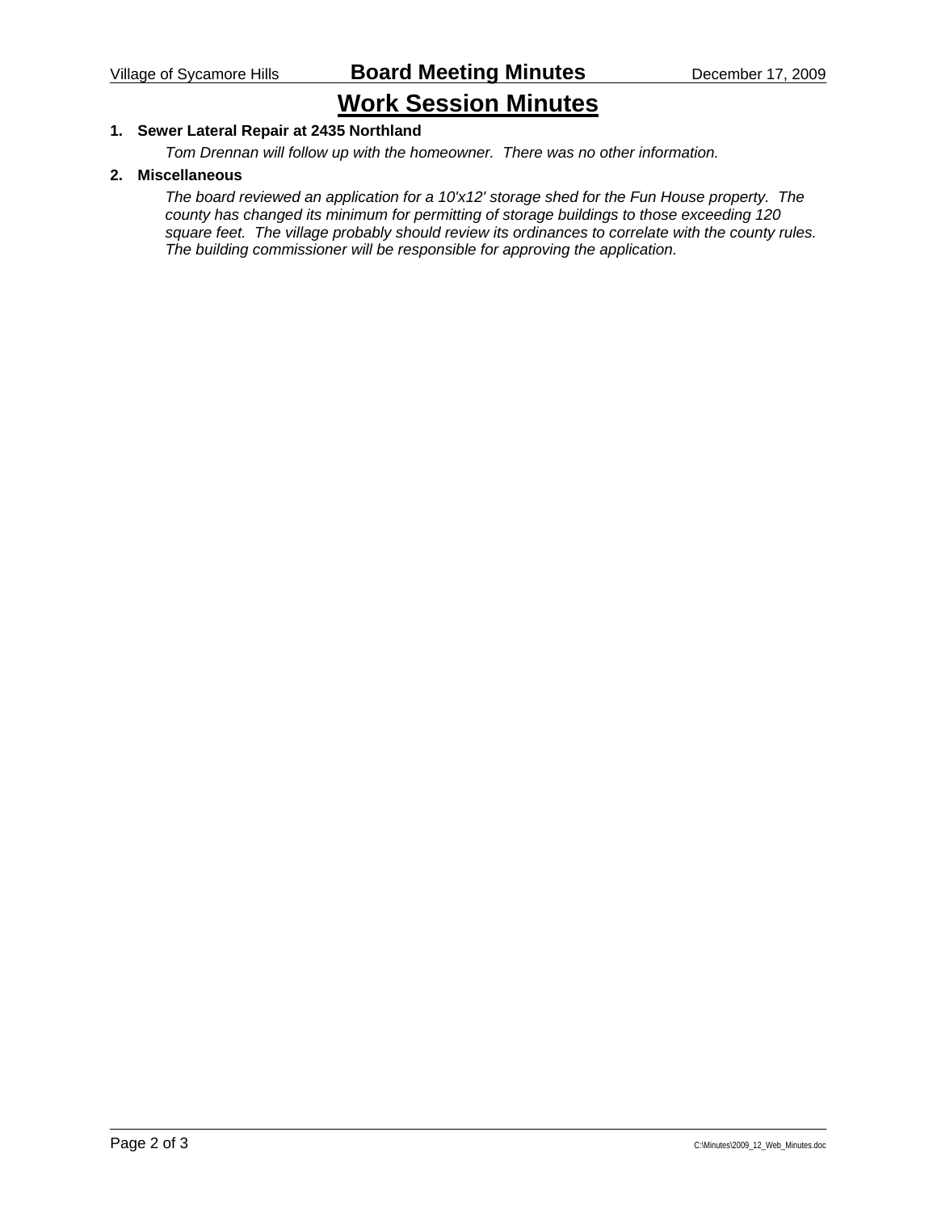# Work Session Minutes

1. **Sewer Lateral Repair at 2435 Northland**

   *Tom Drennan will follow up with the homeowner. There was no other information.*

2. **Miscellaneous**

   *The board reviewed an application for a 10'x12' storage shed for the Fun House property. The county has changed its minimum for permitting of storage buildings to those exceeding 120 square feet. The village probably should review its ordinances to correlate with the county rules. The building commissioner will be responsible for approving the application.*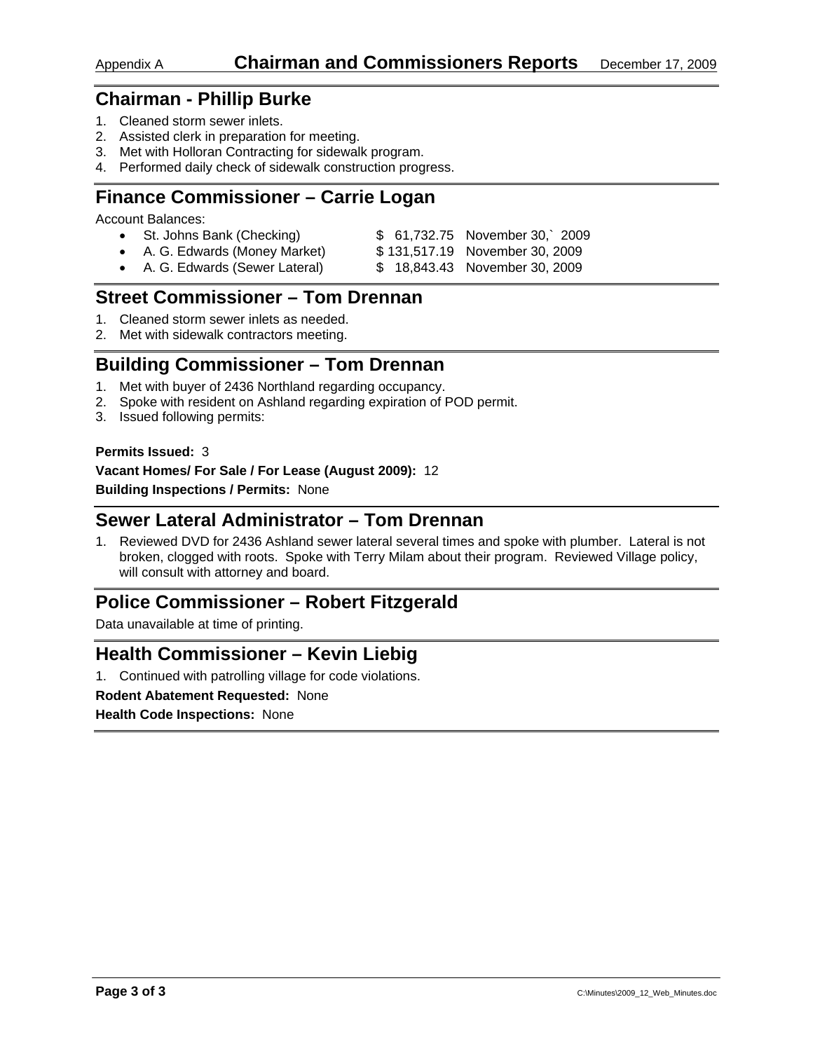# Chairman and Commissioners Reports

Appendix A — December 17, 2009

## Chairman - Phillip Burke

1. Cleaned storm sewer inlets.
2. Assisted clerk in preparation for meeting.
3. Met with Holloran Contracting for sidewalk program.
4. Performed daily check of sidewalk construction progress.

## Finance Commissioner – Carrie Logan

Account Balances:

- St. Johns Bank (Checking) $ 61,732.75 November 30,` 2009
- A. G. Edwards (Money Market) $ 131,517.19 November 30, 2009
- A. G. Edwards (Sewer Lateral) $ 18,843.43 November 30, 2009

## Street Commissioner – Tom Drennan

1. Cleaned storm sewer inlets as needed.
2. Met with sidewalk contractors meeting.

## Building Commissioner – Tom Drennan

1. Met with buyer of 2436 Northland regarding occupancy.
2. Spoke with resident on Ashland regarding expiration of POD permit.
3. Issued following permits:

**Permits Issued:** 3

**Vacant Homes/ For Sale / For Lease (August 2009):** 12

**Building Inspections / Permits:** None

## Sewer Lateral Administrator – Tom Drennan

1. Reviewed DVD for 2436 Ashland sewer lateral several times and spoke with plumber. Lateral is not broken, clogged with roots. Spoke with Terry Milam about their program. Reviewed Village policy, will consult with attorney and board.

## Police Commissioner – Robert Fitzgerald

Data unavailable at time of printing.

## Health Commissioner – Kevin Liebig

1. Continued with patrolling village for code violations.

**Rodent Abatement Requested:** None

**Health Code Inspections:** None